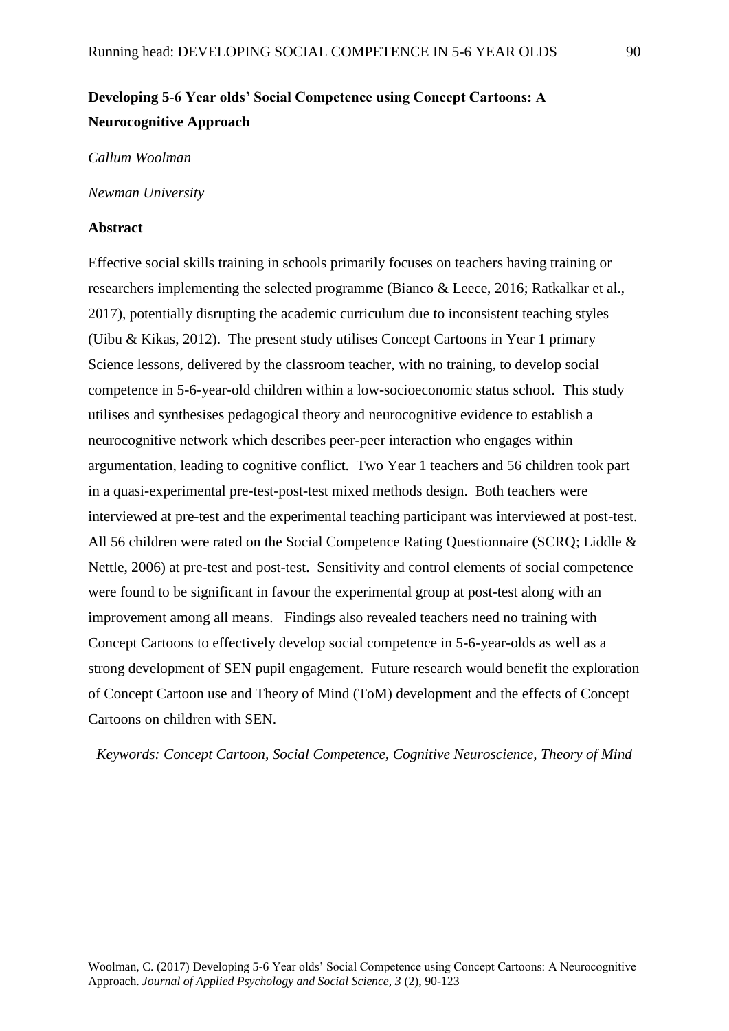# Developing 5-6 Year olds' Social Competence using Concept Cartoons: A Neurocognitive Approach

*Callum Woolman*

*Newman University*

## Abstract

Effective social skills training in schools primarily focuses on teachers having training or researchers implementing the selected programme (Bianco & Leece, 2016; Ratkalkar et al., 2017), potentially disrupting the academic curriculum due to inconsistent teaching styles (Uibu & Kikas, 2012). The present study utilises Concept Cartoons in Year 1 primary Science lessons, delivered by the classroom teacher, with no training, to develop social competence in 5-6-year-old children within a low-socioeconomic status school. This study utilises and synthesises pedagogical theory and neurocognitive evidence to establish a neurocognitive network which describes peer-peer interaction who engages within argumentation, leading to cognitive conflict. Two Year 1 teachers and 56 children took part in a quasi-experimental pre-test-post-test mixed methods design. Both teachers were interviewed at pre-test and the experimental teaching participant was interviewed at post-test. All 56 children were rated on the Social Competence Rating Questionnaire (SCRQ; Liddle & Nettle, 2006) at pre-test and post-test. Sensitivity and control elements of social competence were found to be significant in favour the experimental group at post-test along with an improvement among all means. Findings also revealed teachers need no training with Concept Cartoons to effectively develop social competence in 5-6-year-olds as well as a strong development of SEN pupil engagement. Future research would benefit the exploration of Concept Cartoon use and Theory of Mind (ToM) development and the effects of Concept Cartoons on children with SEN.

*Keywords: Concept Cartoon, Social Competence, Cognitive Neuroscience, Theory of Mind*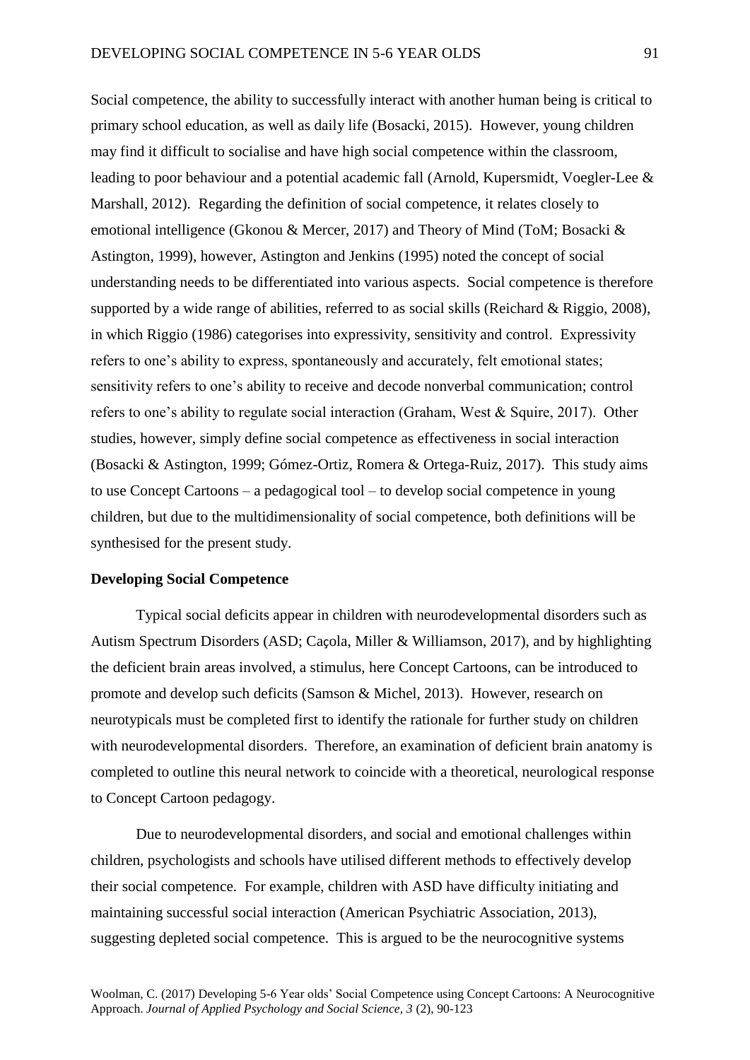Social competence, the ability to successfully interact with another human being is critical to primary school education, as well as daily life (Bosacki, 2015). However, young children may find it difficult to socialise and have high social competence within the classroom, leading to poor behaviour and a potential academic fall (Arnold, Kupersmidt, Voegler-Lee & Marshall, 2012). Regarding the definition of social competence, it relates closely to emotional intelligence (Gkonou & Mercer, 2017) and Theory of Mind (ToM; Bosacki & Astington, 1999), however, Astington and Jenkins (1995) noted the concept of social understanding needs to be differentiated into various aspects. Social competence is therefore supported by a wide range of abilities, referred to as social skills (Reichard & Riggio, 2008), in which Riggio (1986) categorises into expressivity, sensitivity and control. Expressivity refers to one's ability to express, spontaneously and accurately, felt emotional states; sensitivity refers to one's ability to receive and decode nonverbal communication; control refers to one's ability to regulate social interaction (Graham, West & Squire, 2017). Other studies, however, simply define social competence as effectiveness in social interaction (Bosacki & Astington, 1999; Gómez-Ortiz, Romera & Ortega-Ruiz, 2017). This study aims to use Concept Cartoons – a pedagogical tool – to develop social competence in young children, but due to the multidimensionality of social competence, both definitions will be synthesised for the present study.

**Developing Social Competence**

Typical social deficits appear in children with neurodevelopmental disorders such as Autism Spectrum Disorders (ASD; Caçola, Miller & Williamson, 2017), and by highlighting the deficient brain areas involved, a stimulus, here Concept Cartoons, can be introduced to promote and develop such deficits (Samson & Michel, 2013). However, research on neurotypicals must be completed first to identify the rationale for further study on children with neurodevelopmental disorders. Therefore, an examination of deficient brain anatomy is completed to outline this neural network to coincide with a theoretical, neurological response to Concept Cartoon pedagogy.

Due to neurodevelopmental disorders, and social and emotional challenges within children, psychologists and schools have utilised different methods to effectively develop their social competence. For example, children with ASD have difficulty initiating and maintaining successful social interaction (American Psychiatric Association, 2013), suggesting depleted social competence. This is argued to be the neurocognitive systems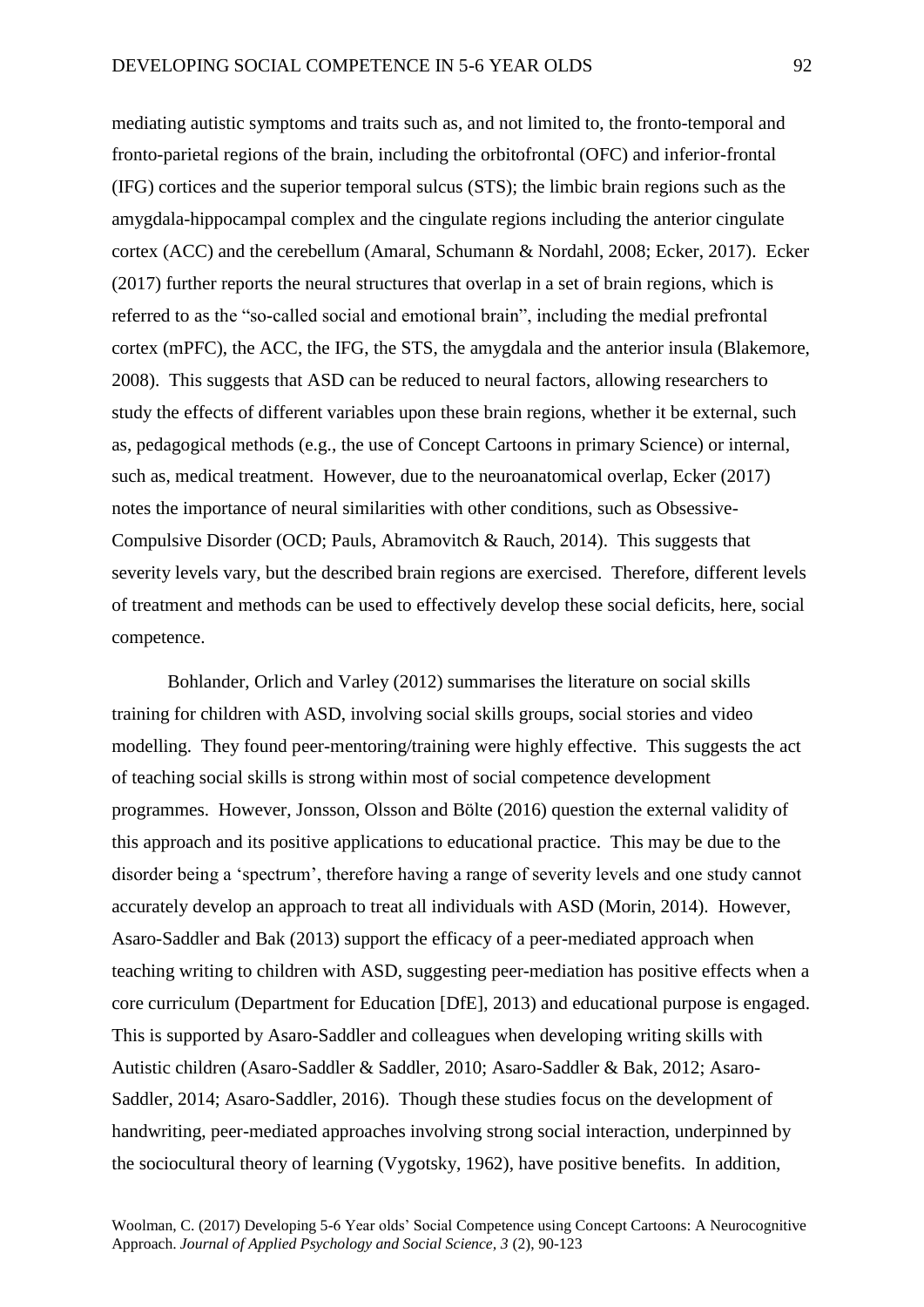mediating autistic symptoms and traits such as, and not limited to, the fronto-temporal and fronto-parietal regions of the brain, including the orbitofrontal (OFC) and inferior-frontal (IFG) cortices and the superior temporal sulcus (STS); the limbic brain regions such as the amygdala-hippocampal complex and the cingulate regions including the anterior cingulate cortex (ACC) and the cerebellum (Amaral, Schumann & Nordahl, 2008; Ecker, 2017). Ecker (2017) further reports the neural structures that overlap in a set of brain regions, which is referred to as the "so-called social and emotional brain", including the medial prefrontal cortex (mPFC), the ACC, the IFG, the STS, the amygdala and the anterior insula (Blakemore, 2008). This suggests that ASD can be reduced to neural factors, allowing researchers to study the effects of different variables upon these brain regions, whether it be external, such as, pedagogical methods (e.g., the use of Concept Cartoons in primary Science) or internal, such as, medical treatment. However, due to the neuroanatomical overlap, Ecker (2017) notes the importance of neural similarities with other conditions, such as Obsessive-Compulsive Disorder (OCD; Pauls, Abramovitch & Rauch, 2014). This suggests that severity levels vary, but the described brain regions are exercised. Therefore, different levels of treatment and methods can be used to effectively develop these social deficits, here, social competence.

Bohlander, Orlich and Varley (2012) summarises the literature on social skills training for children with ASD, involving social skills groups, social stories and video modelling. They found peer-mentoring/training were highly effective. This suggests the act of teaching social skills is strong within most of social competence development programmes. However, Jonsson, Olsson and Bölte (2016) question the external validity of this approach and its positive applications to educational practice. This may be due to the disorder being a 'spectrum', therefore having a range of severity levels and one study cannot accurately develop an approach to treat all individuals with ASD (Morin, 2014). However, Asaro-Saddler and Bak (2013) support the efficacy of a peer-mediated approach when teaching writing to children with ASD, suggesting peer-mediation has positive effects when a core curriculum (Department for Education [DfE], 2013) and educational purpose is engaged. This is supported by Asaro-Saddler and colleagues when developing writing skills with Autistic children (Asaro-Saddler & Saddler, 2010; Asaro-Saddler & Bak, 2012; Asaro-Saddler, 2014; Asaro-Saddler, 2016). Though these studies focus on the development of handwriting, peer-mediated approaches involving strong social interaction, underpinned by the sociocultural theory of learning (Vygotsky, 1962), have positive benefits. In addition,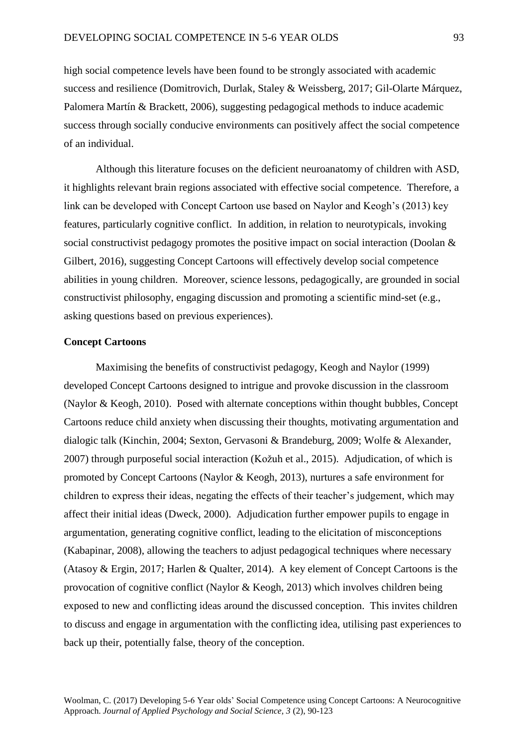high social competence levels have been found to be strongly associated with academic success and resilience (Domitrovich, Durlak, Staley & Weissberg, 2017; Gil-Olarte Márquez, Palomera Martín & Brackett, 2006), suggesting pedagogical methods to induce academic success through socially conducive environments can positively affect the social competence of an individual.

Although this literature focuses on the deficient neuroanatomy of children with ASD, it highlights relevant brain regions associated with effective social competence. Therefore, a link can be developed with Concept Cartoon use based on Naylor and Keogh's (2013) key features, particularly cognitive conflict. In addition, in relation to neurotypicals, invoking social constructivist pedagogy promotes the positive impact on social interaction (Doolan & Gilbert, 2016), suggesting Concept Cartoons will effectively develop social competence abilities in young children. Moreover, science lessons, pedagogically, are grounded in social constructivist philosophy, engaging discussion and promoting a scientific mind-set (e.g., asking questions based on previous experiences).

**Concept Cartoons**

Maximising the benefits of constructivist pedagogy, Keogh and Naylor (1999) developed Concept Cartoons designed to intrigue and provoke discussion in the classroom (Naylor & Keogh, 2010). Posed with alternate conceptions within thought bubbles, Concept Cartoons reduce child anxiety when discussing their thoughts, motivating argumentation and dialogic talk (Kinchin, 2004; Sexton, Gervasoni & Brandeburg, 2009; Wolfe & Alexander, 2007) through purposeful social interaction (Kožuh et al., 2015). Adjudication, of which is promoted by Concept Cartoons (Naylor & Keogh, 2013), nurtures a safe environment for children to express their ideas, negating the effects of their teacher's judgement, which may affect their initial ideas (Dweck, 2000). Adjudication further empower pupils to engage in argumentation, generating cognitive conflict, leading to the elicitation of misconceptions (Kabapinar, 2008), allowing the teachers to adjust pedagogical techniques where necessary (Atasoy & Ergin, 2017; Harlen & Qualter, 2014). A key element of Concept Cartoons is the provocation of cognitive conflict (Naylor & Keogh, 2013) which involves children being exposed to new and conflicting ideas around the discussed conception. This invites children to discuss and engage in argumentation with the conflicting idea, utilising past experiences to back up their, potentially false, theory of the conception.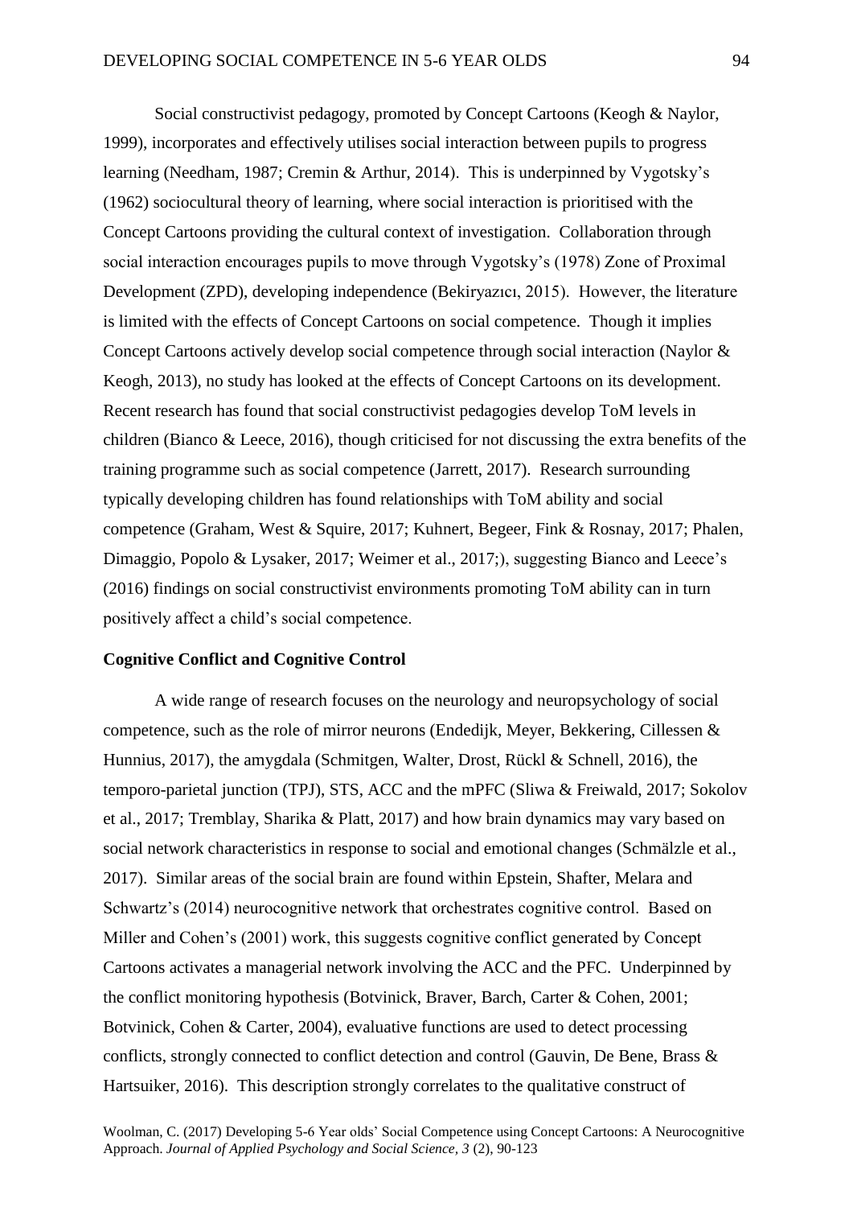Social constructivist pedagogy, promoted by Concept Cartoons (Keogh & Naylor, 1999), incorporates and effectively utilises social interaction between pupils to progress learning (Needham, 1987; Cremin & Arthur, 2014). This is underpinned by Vygotsky's (1962) sociocultural theory of learning, where social interaction is prioritised with the Concept Cartoons providing the cultural context of investigation. Collaboration through social interaction encourages pupils to move through Vygotsky's (1978) Zone of Proximal Development (ZPD), developing independence (Bekiryazıcı, 2015). However, the literature is limited with the effects of Concept Cartoons on social competence. Though it implies Concept Cartoons actively develop social competence through social interaction (Naylor & Keogh, 2013), no study has looked at the effects of Concept Cartoons on its development. Recent research has found that social constructivist pedagogies develop ToM levels in children (Bianco & Leece, 2016), though criticised for not discussing the extra benefits of the training programme such as social competence (Jarrett, 2017). Research surrounding typically developing children has found relationships with ToM ability and social competence (Graham, West & Squire, 2017; Kuhnert, Begeer, Fink & Rosnay, 2017; Phalen, Dimaggio, Popolo & Lysaker, 2017; Weimer et al., 2017;), suggesting Bianco and Leece's (2016) findings on social constructivist environments promoting ToM ability can in turn positively affect a child's social competence.

**Cognitive Conflict and Cognitive Control**

A wide range of research focuses on the neurology and neuropsychology of social competence, such as the role of mirror neurons (Endedijk, Meyer, Bekkering, Cillessen & Hunnius, 2017), the amygdala (Schmitgen, Walter, Drost, Rückl & Schnell, 2016), the temporo-parietal junction (TPJ), STS, ACC and the mPFC (Sliwa & Freiwald, 2017; Sokolov et al., 2017; Tremblay, Sharika & Platt, 2017) and how brain dynamics may vary based on social network characteristics in response to social and emotional changes (Schmälzle et al., 2017). Similar areas of the social brain are found within Epstein, Shafter, Melara and Schwartz's (2014) neurocognitive network that orchestrates cognitive control. Based on Miller and Cohen's (2001) work, this suggests cognitive conflict generated by Concept Cartoons activates a managerial network involving the ACC and the PFC. Underpinned by the conflict monitoring hypothesis (Botvinick, Braver, Barch, Carter & Cohen, 2001; Botvinick, Cohen & Carter, 2004), evaluative functions are used to detect processing conflicts, strongly connected to conflict detection and control (Gauvin, De Bene, Brass & Hartsuiker, 2016). This description strongly correlates to the qualitative construct of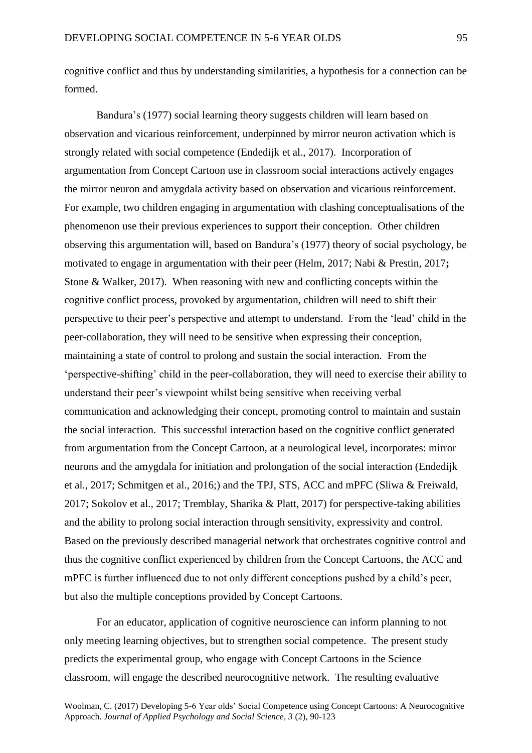cognitive conflict and thus by understanding similarities, a hypothesis for a connection can be formed.

Bandura's (1977) social learning theory suggests children will learn based on observation and vicarious reinforcement, underpinned by mirror neuron activation which is strongly related with social competence (Endedijk et al., 2017). Incorporation of argumentation from Concept Cartoon use in classroom social interactions actively engages the mirror neuron and amygdala activity based on observation and vicarious reinforcement. For example, two children engaging in argumentation with clashing conceptualisations of the phenomenon use their previous experiences to support their conception. Other children observing this argumentation will, based on Bandura's (1977) theory of social psychology, be motivated to engage in argumentation with their peer (Helm, 2017; Nabi & Prestin, 2017**;** Stone & Walker, 2017). When reasoning with new and conflicting concepts within the cognitive conflict process, provoked by argumentation, children will need to shift their perspective to their peer's perspective and attempt to understand. From the 'lead' child in the peer-collaboration, they will need to be sensitive when expressing their conception, maintaining a state of control to prolong and sustain the social interaction. From the 'perspective-shifting' child in the peer-collaboration, they will need to exercise their ability to understand their peer's viewpoint whilst being sensitive when receiving verbal communication and acknowledging their concept, promoting control to maintain and sustain the social interaction. This successful interaction based on the cognitive conflict generated from argumentation from the Concept Cartoon, at a neurological level, incorporates: mirror neurons and the amygdala for initiation and prolongation of the social interaction (Endedijk et al., 2017; Schmitgen et al., 2016;) and the TPJ, STS, ACC and mPFC (Sliwa & Freiwald, 2017; Sokolov et al., 2017; Tremblay, Sharika & Platt, 2017) for perspective-taking abilities and the ability to prolong social interaction through sensitivity, expressivity and control. Based on the previously described managerial network that orchestrates cognitive control and thus the cognitive conflict experienced by children from the Concept Cartoons, the ACC and mPFC is further influenced due to not only different conceptions pushed by a child's peer, but also the multiple conceptions provided by Concept Cartoons.

For an educator, application of cognitive neuroscience can inform planning to not only meeting learning objectives, but to strengthen social competence. The present study predicts the experimental group, who engage with Concept Cartoons in the Science classroom, will engage the described neurocognitive network. The resulting evaluative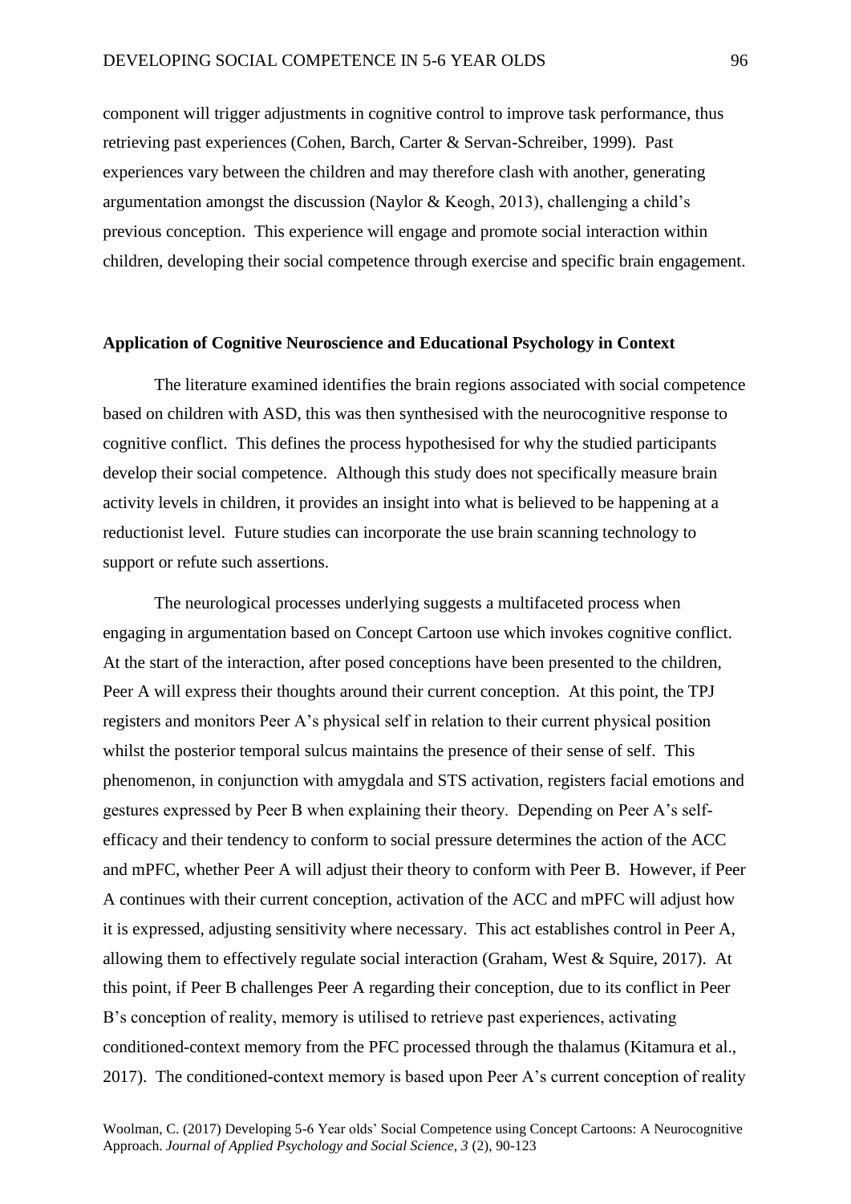component will trigger adjustments in cognitive control to improve task performance, thus retrieving past experiences (Cohen, Barch, Carter & Servan-Schreiber, 1999). Past experiences vary between the children and may therefore clash with another, generating argumentation amongst the discussion (Naylor & Keogh, 2013), challenging a child's previous conception. This experience will engage and promote social interaction within children, developing their social competence through exercise and specific brain engagement.

**Application of Cognitive Neuroscience and Educational Psychology in Context**

The literature examined identifies the brain regions associated with social competence based on children with ASD, this was then synthesised with the neurocognitive response to cognitive conflict. This defines the process hypothesised for why the studied participants develop their social competence. Although this study does not specifically measure brain activity levels in children, it provides an insight into what is believed to be happening at a reductionist level. Future studies can incorporate the use brain scanning technology to support or refute such assertions.

The neurological processes underlying suggests a multifaceted process when engaging in argumentation based on Concept Cartoon use which invokes cognitive conflict. At the start of the interaction, after posed conceptions have been presented to the children, Peer A will express their thoughts around their current conception. At this point, the TPJ registers and monitors Peer A's physical self in relation to their current physical position whilst the posterior temporal sulcus maintains the presence of their sense of self. This phenomenon, in conjunction with amygdala and STS activation, registers facial emotions and gestures expressed by Peer B when explaining their theory. Depending on Peer A's self-efficacy and their tendency to conform to social pressure determines the action of the ACC and mPFC, whether Peer A will adjust their theory to conform with Peer B. However, if Peer A continues with their current conception, activation of the ACC and mPFC will adjust how it is expressed, adjusting sensitivity where necessary. This act establishes control in Peer A, allowing them to effectively regulate social interaction (Graham, West & Squire, 2017). At this point, if Peer B challenges Peer A regarding their conception, due to its conflict in Peer B's conception of reality, memory is utilised to retrieve past experiences, activating conditioned-context memory from the PFC processed through the thalamus (Kitamura et al., 2017). The conditioned-context memory is based upon Peer A's current conception of reality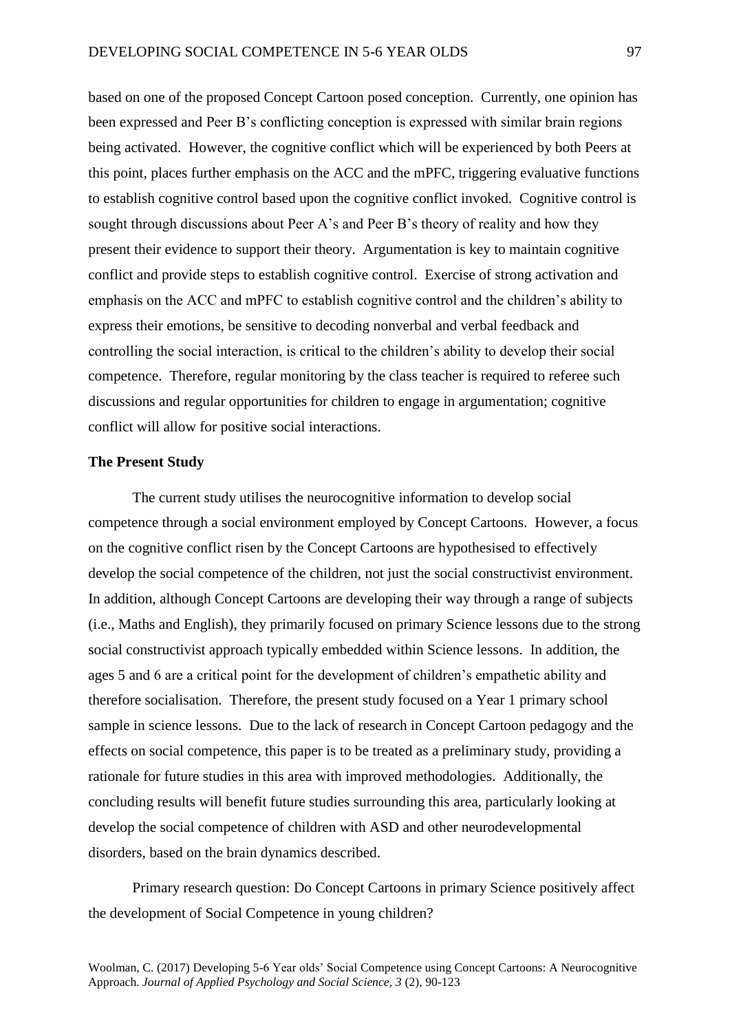based on one of the proposed Concept Cartoon posed conception. Currently, one opinion has been expressed and Peer B's conflicting conception is expressed with similar brain regions being activated. However, the cognitive conflict which will be experienced by both Peers at this point, places further emphasis on the ACC and the mPFC, triggering evaluative functions to establish cognitive control based upon the cognitive conflict invoked. Cognitive control is sought through discussions about Peer A's and Peer B's theory of reality and how they present their evidence to support their theory. Argumentation is key to maintain cognitive conflict and provide steps to establish cognitive control. Exercise of strong activation and emphasis on the ACC and mPFC to establish cognitive control and the children's ability to express their emotions, be sensitive to decoding nonverbal and verbal feedback and controlling the social interaction, is critical to the children's ability to develop their social competence. Therefore, regular monitoring by the class teacher is required to referee such discussions and regular opportunities for children to engage in argumentation; cognitive conflict will allow for positive social interactions.

**The Present Study**

The current study utilises the neurocognitive information to develop social competence through a social environment employed by Concept Cartoons. However, a focus on the cognitive conflict risen by the Concept Cartoons are hypothesised to effectively develop the social competence of the children, not just the social constructivist environment. In addition, although Concept Cartoons are developing their way through a range of subjects (i.e., Maths and English), they primarily focused on primary Science lessons due to the strong social constructivist approach typically embedded within Science lessons. In addition, the ages 5 and 6 are a critical point for the development of children's empathetic ability and therefore socialisation. Therefore, the present study focused on a Year 1 primary school sample in science lessons. Due to the lack of research in Concept Cartoon pedagogy and the effects on social competence, this paper is to be treated as a preliminary study, providing a rationale for future studies in this area with improved methodologies. Additionally, the concluding results will benefit future studies surrounding this area, particularly looking at develop the social competence of children with ASD and other neurodevelopmental disorders, based on the brain dynamics described.

Primary research question: Do Concept Cartoons in primary Science positively affect the development of Social Competence in young children?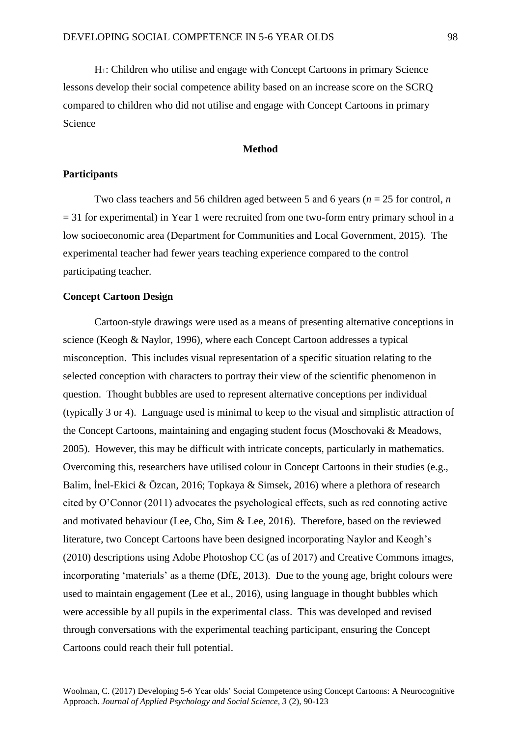$H_1$: Children who utilise and engage with Concept Cartoons in primary Science lessons develop their social competence ability based on an increase score on the SCRQ compared to children who did not utilise and engage with Concept Cartoons in primary Science

## Method

### Participants

Two class teachers and 56 children aged between 5 and 6 years ($n$ = 25 for control, $n$ = 31 for experimental) in Year 1 were recruited from one two-form entry primary school in a low socioeconomic area (Department for Communities and Local Government, 2015). The experimental teacher had fewer years teaching experience compared to the control participating teacher.

### Concept Cartoon Design

Cartoon-style drawings were used as a means of presenting alternative conceptions in science (Keogh & Naylor, 1996), where each Concept Cartoon addresses a typical misconception. This includes visual representation of a specific situation relating to the selected conception with characters to portray their view of the scientific phenomenon in question. Thought bubbles are used to represent alternative conceptions per individual (typically 3 or 4). Language used is minimal to keep to the visual and simplistic attraction of the Concept Cartoons, maintaining and engaging student focus (Moschovaki & Meadows, 2005). However, this may be difficult with intricate concepts, particularly in mathematics. Overcoming this, researchers have utilised colour in Concept Cartoons in their studies (e.g., Balim, İnel-Ekici & Özcan, 2016; Topkaya & Simsek, 2016) where a plethora of research cited by O'Connor (2011) advocates the psychological effects, such as red connoting active and motivated behaviour (Lee, Cho, Sim & Lee, 2016). Therefore, based on the reviewed literature, two Concept Cartoons have been designed incorporating Naylor and Keogh's (2010) descriptions using Adobe Photoshop CC (as of 2017) and Creative Commons images, incorporating 'materials' as a theme (DfE, 2013). Due to the young age, bright colours were used to maintain engagement (Lee et al., 2016), using language in thought bubbles which were accessible by all pupils in the experimental class. This was developed and revised through conversations with the experimental teaching participant, ensuring the Concept Cartoons could reach their full potential.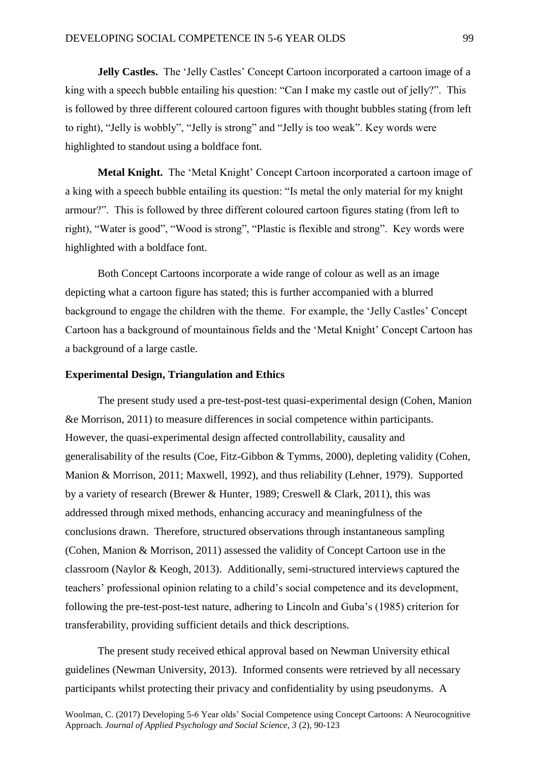**Jelly Castles.** The 'Jelly Castles' Concept Cartoon incorporated a cartoon image of a king with a speech bubble entailing his question: "Can I make my castle out of jelly?". This is followed by three different coloured cartoon figures with thought bubbles stating (from left to right), "Jelly is wobbly", "Jelly is strong" and "Jelly is too weak". Key words were highlighted to standout using a boldface font.

**Metal Knight.** The 'Metal Knight' Concept Cartoon incorporated a cartoon image of a king with a speech bubble entailing its question: "Is metal the only material for my knight armour?". This is followed by three different coloured cartoon figures stating (from left to right), "Water is good", "Wood is strong", "Plastic is flexible and strong". Key words were highlighted with a boldface font.

Both Concept Cartoons incorporate a wide range of colour as well as an image depicting what a cartoon figure has stated; this is further accompanied with a blurred background to engage the children with the theme. For example, the 'Jelly Castles' Concept Cartoon has a background of mountainous fields and the 'Metal Knight' Concept Cartoon has a background of a large castle.

**Experimental Design, Triangulation and Ethics**

The present study used a pre-test-post-test quasi-experimental design (Cohen, Manion &e Morrison, 2011) to measure differences in social competence within participants. However, the quasi-experimental design affected controllability, causality and generalisability of the results (Coe, Fitz-Gibbon & Tymms, 2000), depleting validity (Cohen, Manion & Morrison, 2011; Maxwell, 1992), and thus reliability (Lehner, 1979). Supported by a variety of research (Brewer & Hunter, 1989; Creswell & Clark, 2011), this was addressed through mixed methods, enhancing accuracy and meaningfulness of the conclusions drawn. Therefore, structured observations through instantaneous sampling (Cohen, Manion & Morrison, 2011) assessed the validity of Concept Cartoon use in the classroom (Naylor & Keogh, 2013). Additionally, semi-structured interviews captured the teachers' professional opinion relating to a child's social competence and its development, following the pre-test-post-test nature, adhering to Lincoln and Guba's (1985) criterion for transferability, providing sufficient details and thick descriptions.

The present study received ethical approval based on Newman University ethical guidelines (Newman University, 2013). Informed consents were retrieved by all necessary participants whilst protecting their privacy and confidentiality by using pseudonyms. A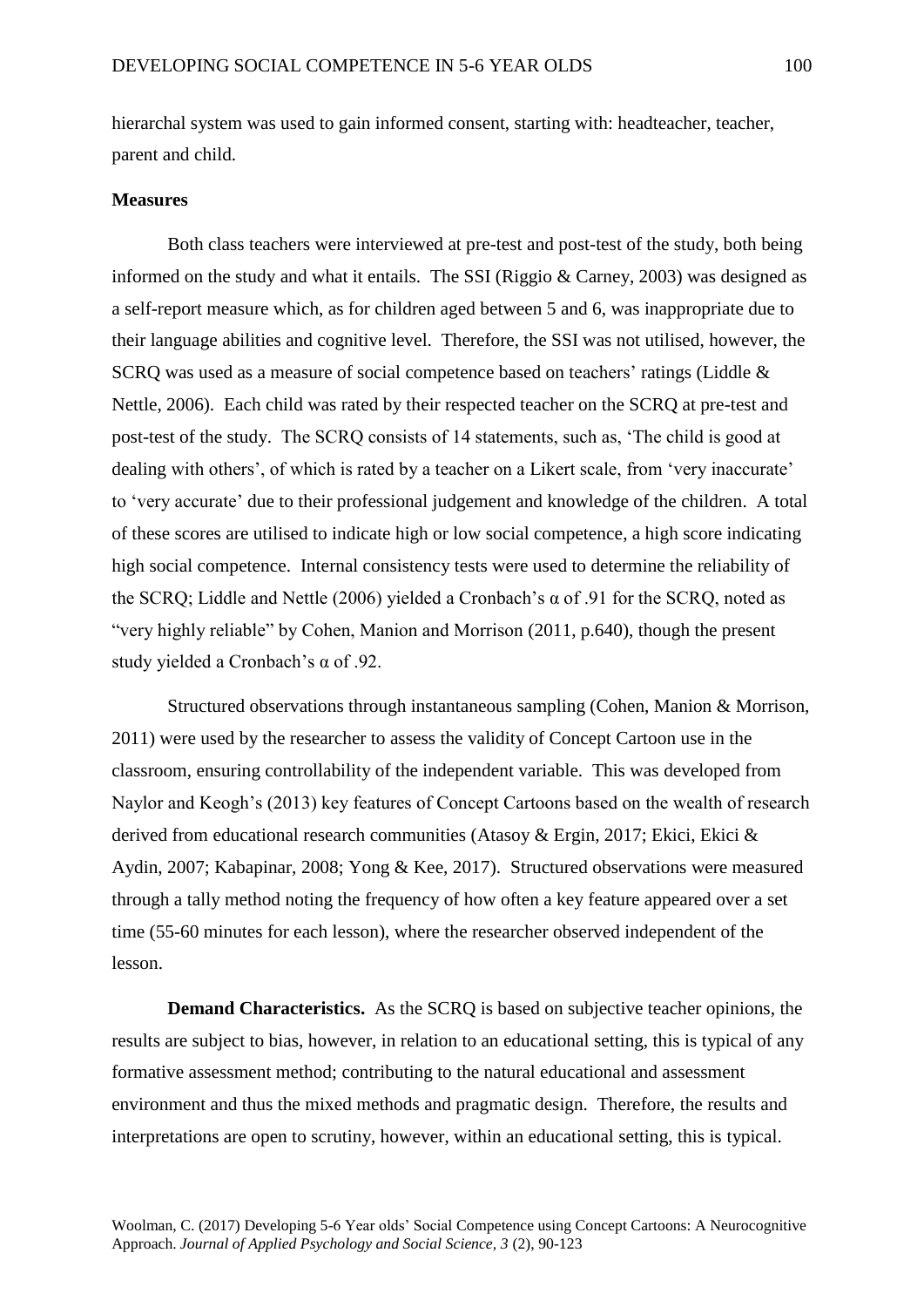hierarchal system was used to gain informed consent, starting with: headteacher, teacher, parent and child.

**Measures**

Both class teachers were interviewed at pre-test and post-test of the study, both being informed on the study and what it entails. The SSI (Riggio & Carney, 2003) was designed as a self-report measure which, as for children aged between 5 and 6, was inappropriate due to their language abilities and cognitive level. Therefore, the SSI was not utilised, however, the SCRQ was used as a measure of social competence based on teachers' ratings (Liddle & Nettle, 2006). Each child was rated by their respected teacher on the SCRQ at pre-test and post-test of the study. The SCRQ consists of 14 statements, such as, 'The child is good at dealing with others', of which is rated by a teacher on a Likert scale, from 'very inaccurate' to 'very accurate' due to their professional judgement and knowledge of the children. A total of these scores are utilised to indicate high or low social competence, a high score indicating high social competence. Internal consistency tests were used to determine the reliability of the SCRQ; Liddle and Nettle (2006) yielded a Cronbach's $\alpha$ of .91 for the SCRQ, noted as "very highly reliable" by Cohen, Manion and Morrison (2011, p.640), though the present study yielded a Cronbach's $\alpha$ of .92.

Structured observations through instantaneous sampling (Cohen, Manion & Morrison, 2011) were used by the researcher to assess the validity of Concept Cartoon use in the classroom, ensuring controllability of the independent variable. This was developed from Naylor and Keogh's (2013) key features of Concept Cartoons based on the wealth of research derived from educational research communities (Atasoy & Ergin, 2017; Ekici, Ekici & Aydin, 2007; Kabapinar, 2008; Yong & Kee, 2017). Structured observations were measured through a tally method noting the frequency of how often a key feature appeared over a set time (55-60 minutes for each lesson), where the researcher observed independent of the lesson.

**Demand Characteristics.** As the SCRQ is based on subjective teacher opinions, the results are subject to bias, however, in relation to an educational setting, this is typical of any formative assessment method; contributing to the natural educational and assessment environment and thus the mixed methods and pragmatic design. Therefore, the results and interpretations are open to scrutiny, however, within an educational setting, this is typical.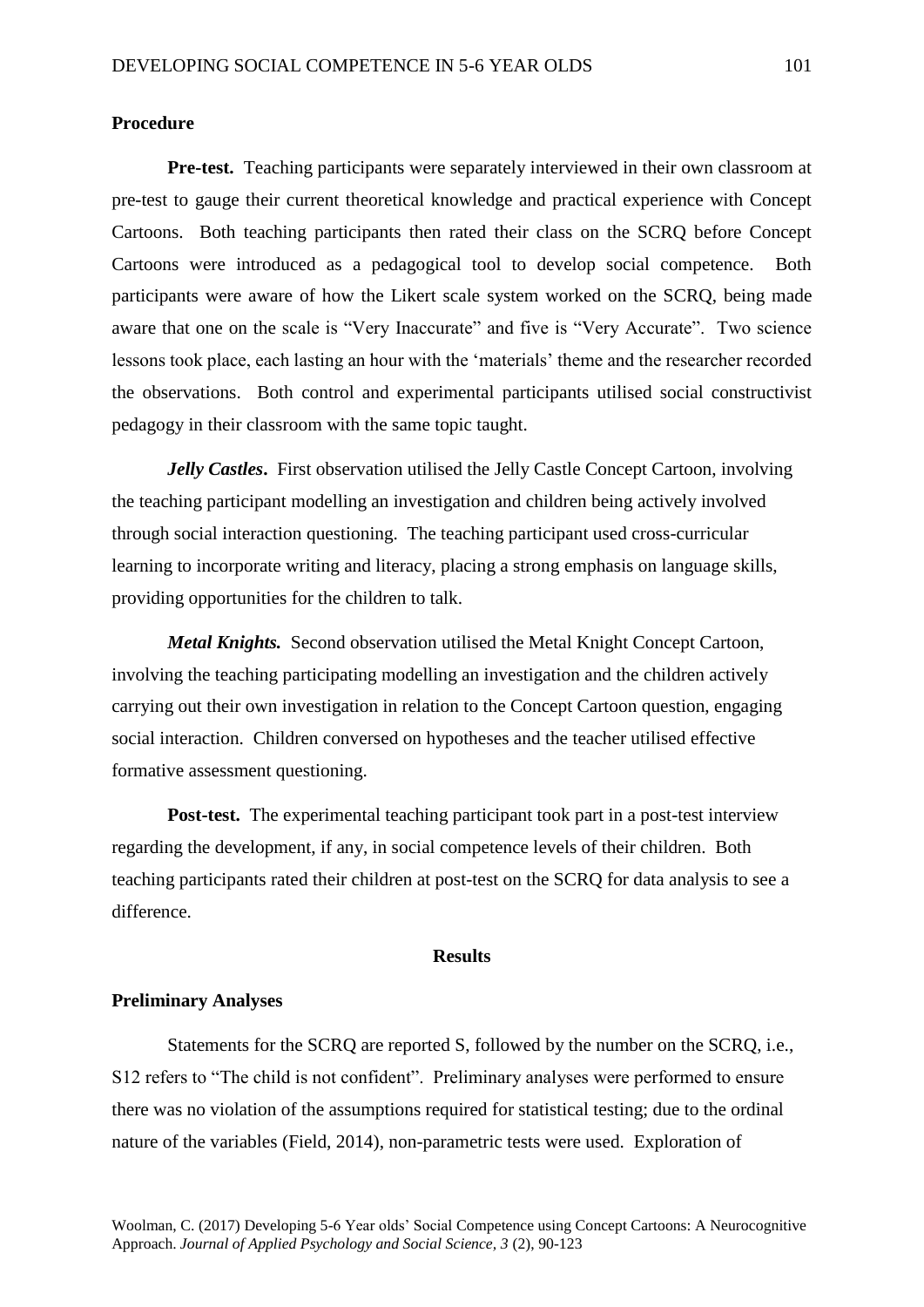### Procedure

**Pre-test.** Teaching participants were separately interviewed in their own classroom at pre-test to gauge their current theoretical knowledge and practical experience with Concept Cartoons. Both teaching participants then rated their class on the SCRQ before Concept Cartoons were introduced as a pedagogical tool to develop social competence. Both participants were aware of how the Likert scale system worked on the SCRQ, being made aware that one on the scale is "Very Inaccurate" and five is "Very Accurate". Two science lessons took place, each lasting an hour with the 'materials' theme and the researcher recorded the observations. Both control and experimental participants utilised social constructivist pedagogy in their classroom with the same topic taught.

***Jelly Castles***. First observation utilised the Jelly Castle Concept Cartoon, involving the teaching participant modelling an investigation and children being actively involved through social interaction questioning. The teaching participant used cross-curricular learning to incorporate writing and literacy, placing a strong emphasis on language skills, providing opportunities for the children to talk.

***Metal Knights.*** Second observation utilised the Metal Knight Concept Cartoon, involving the teaching participating modelling an investigation and the children actively carrying out their own investigation in relation to the Concept Cartoon question, engaging social interaction. Children conversed on hypotheses and the teacher utilised effective formative assessment questioning.

**Post-test.** The experimental teaching participant took part in a post-test interview regarding the development, if any, in social competence levels of their children. Both teaching participants rated their children at post-test on the SCRQ for data analysis to see a difference.

## Results

### Preliminary Analyses

Statements for the SCRQ are reported S, followed by the number on the SCRQ, i.e., S12 refers to "The child is not confident". Preliminary analyses were performed to ensure there was no violation of the assumptions required for statistical testing; due to the ordinal nature of the variables (Field, 2014), non-parametric tests were used. Exploration of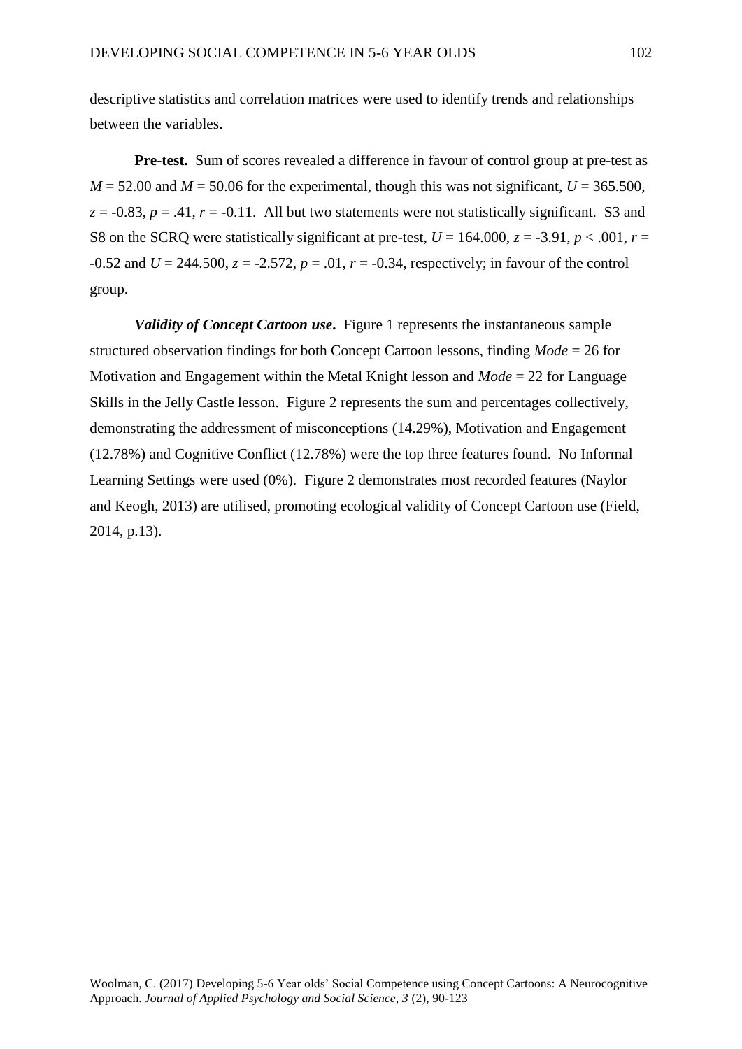descriptive statistics and correlation matrices were used to identify trends and relationships between the variables.

**Pre-test.** Sum of scores revealed a difference in favour of control group at pre-test as $M = 52.00$ and $M = 50.06$ for the experimental, though this was not significant, $U = 365.500$, $z = -0.83$, $p = .41$, $r = -0.11$. All but two statements were not statistically significant. S3 and S8 on the SCRQ were statistically significant at pre-test, $U = 164.000$, $z = -3.91$, $p < .001$, $r = -0.52$ and $U = 244.500$, $z = -2.572$, $p = .01$, $r = -0.34$, respectively; in favour of the control group.

***Validity of Concept Cartoon use*.** Figure 1 represents the instantaneous sample structured observation findings for both Concept Cartoon lessons, finding *Mode* = 26 for Motivation and Engagement within the Metal Knight lesson and *Mode* = 22 for Language Skills in the Jelly Castle lesson. Figure 2 represents the sum and percentages collectively, demonstrating the addressment of misconceptions (14.29%), Motivation and Engagement (12.78%) and Cognitive Conflict (12.78%) were the top three features found. No Informal Learning Settings were used (0%). Figure 2 demonstrates most recorded features (Naylor and Keogh, 2013) are utilised, promoting ecological validity of Concept Cartoon use (Field, 2014, p.13).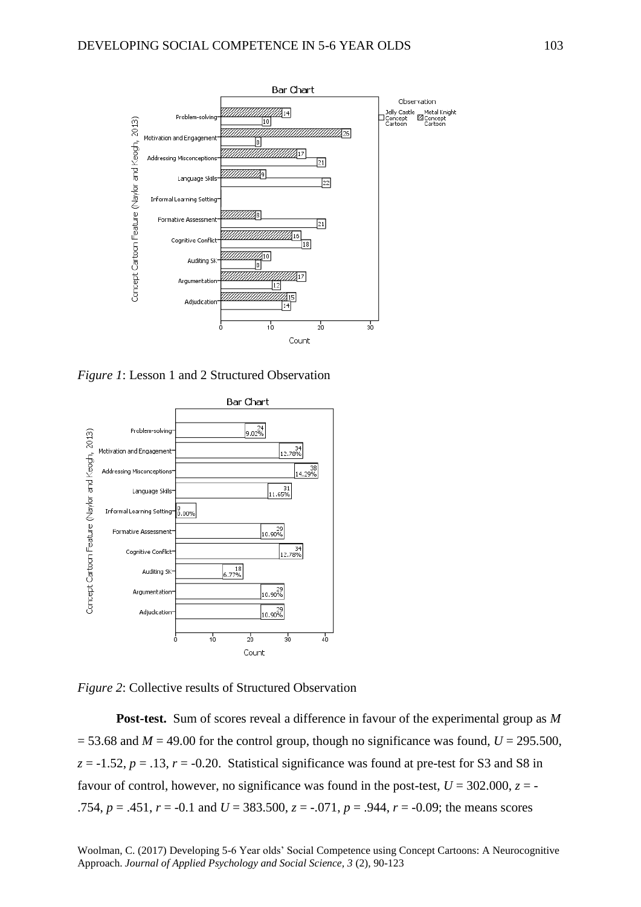*Figure 1*: Lesson 1 and 2 Structured Observation

*Figure 2*: Collective results of Structured Observation

**Post-test.** Sum of scores reveal a difference in favour of the experimental group as $M = 53.68$ and $M = 49.00$ for the control group, though no significance was found, $U = 295.500$, $z = -1.52$, $p = .13$, $r = -0.20$. Statistical significance was found at pre-test for S3 and S8 in favour of control, however, no significance was found in the post-test, $U = 302.000$, $z = -.754$, $p = .451$, $r = -0.1$ and $U = 383.500$, $z = -.071$, $p = .944$, $r = -0.09$; the means scores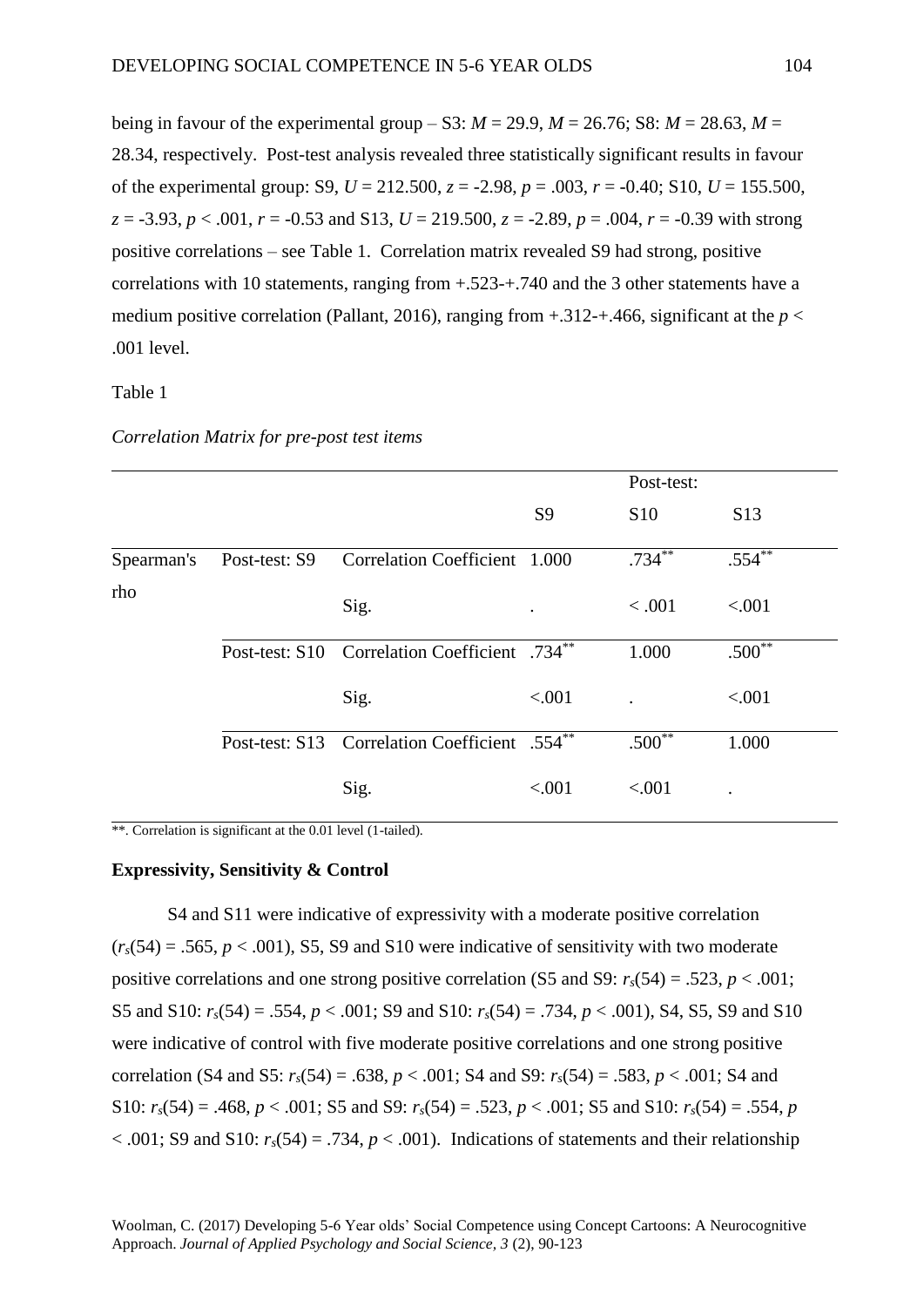being in favour of the experimental group – S3: $M = 29.9$, $M = 26.76$; S8: $M = 28.63$, $M = 28.34$, respectively. Post-test analysis revealed three statistically significant results in favour of the experimental group: S9, $U = 212.500$, $z = -2.98$, $p = .003$, $r = -0.40$; S10, $U = 155.500$, $z = -3.93$, $p < .001$, $r = -0.53$ and S13, $U = 219.500$, $z = -2.89$, $p = .004$, $r = -0.39$ with strong positive correlations – see Table 1. Correlation matrix revealed S9 had strong, positive correlations with 10 statements, ranging from +.523-+.740 and the 3 other statements have a medium positive correlation (Pallant, 2016), ranging from +.312-+.466, significant at the $p < .001$ level.

Table 1

*Correlation Matrix for pre-post test items*

| | | | | Post-test: | |
|---|---|---|---|---|---|
| | | | S9 | S10 | S13 |
| Spearman's rho | Post-test: S9 | Correlation Coefficient | 1.000 | .734** | .554** |
| | | Sig. | . | < .001 | <.001 |
| | Post-test: S10 | Correlation Coefficient | .734** | 1.000 | .500** |
| | | Sig. | <.001 | . | <.001 |
| | Post-test: S13 | Correlation Coefficient | .554** | .500** | 1.000 |
| | | Sig. | <.001 | <.001 | . |

**. Correlation is significant at the 0.01 level (1-tailed).

**Expressivity, Sensitivity & Control**

S4 and S11 were indicative of expressivity with a moderate positive correlation ($r_s(54) = .565$, $p < .001$), S5, S9 and S10 were indicative of sensitivity with two moderate positive correlations and one strong positive correlation (S5 and S9: $r_s(54) = .523$, $p < .001$; S5 and S10: $r_s(54) = .554$, $p < .001$; S9 and S10: $r_s(54) = .734$, $p < .001$), S4, S5, S9 and S10 were indicative of control with five moderate positive correlations and one strong positive correlation (S4 and S5: $r_s(54) = .638$, $p < .001$; S4 and S9: $r_s(54) = .583$, $p < .001$; S4 and S10: $r_s(54) = .468$, $p < .001$; S5 and S9: $r_s(54) = .523$, $p < .001$; S5 and S10: $r_s(54) = .554$, $p < .001$; S9 and S10: $r_s(54) = .734$, $p < .001$). Indications of statements and their relationship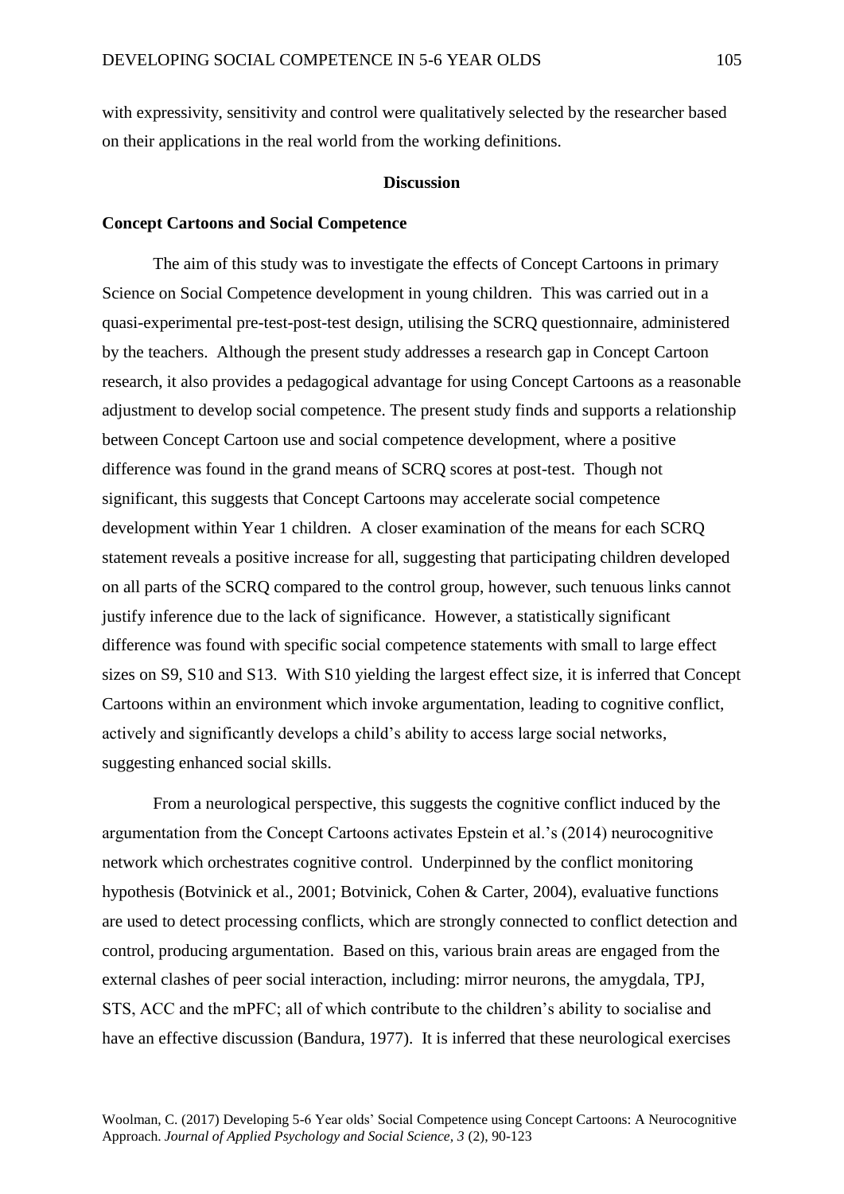with expressivity, sensitivity and control were qualitatively selected by the researcher based on their applications in the real world from the working definitions.

## Discussion

### Concept Cartoons and Social Competence

The aim of this study was to investigate the effects of Concept Cartoons in primary Science on Social Competence development in young children. This was carried out in a quasi-experimental pre-test-post-test design, utilising the SCRQ questionnaire, administered by the teachers. Although the present study addresses a research gap in Concept Cartoon research, it also provides a pedagogical advantage for using Concept Cartoons as a reasonable adjustment to develop social competence. The present study finds and supports a relationship between Concept Cartoon use and social competence development, where a positive difference was found in the grand means of SCRQ scores at post-test. Though not significant, this suggests that Concept Cartoons may accelerate social competence development within Year 1 children. A closer examination of the means for each SCRQ statement reveals a positive increase for all, suggesting that participating children developed on all parts of the SCRQ compared to the control group, however, such tenuous links cannot justify inference due to the lack of significance. However, a statistically significant difference was found with specific social competence statements with small to large effect sizes on S9, S10 and S13. With S10 yielding the largest effect size, it is inferred that Concept Cartoons within an environment which invoke argumentation, leading to cognitive conflict, actively and significantly develops a child's ability to access large social networks, suggesting enhanced social skills.

From a neurological perspective, this suggests the cognitive conflict induced by the argumentation from the Concept Cartoons activates Epstein et al.'s (2014) neurocognitive network which orchestrates cognitive control. Underpinned by the conflict monitoring hypothesis (Botvinick et al., 2001; Botvinick, Cohen & Carter, 2004), evaluative functions are used to detect processing conflicts, which are strongly connected to conflict detection and control, producing argumentation. Based on this, various brain areas are engaged from the external clashes of peer social interaction, including: mirror neurons, the amygdala, TPJ, STS, ACC and the mPFC; all of which contribute to the children's ability to socialise and have an effective discussion (Bandura, 1977). It is inferred that these neurological exercises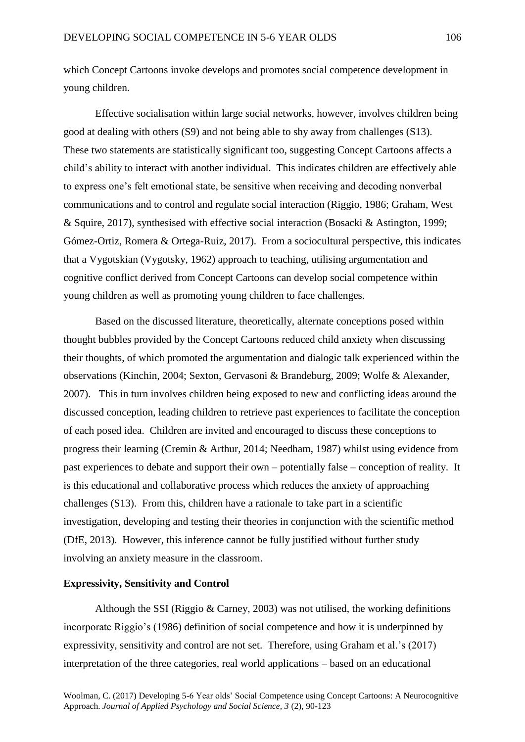which Concept Cartoons invoke develops and promotes social competence development in young children.

Effective socialisation within large social networks, however, involves children being good at dealing with others (S9) and not being able to shy away from challenges (S13). These two statements are statistically significant too, suggesting Concept Cartoons affects a child's ability to interact with another individual. This indicates children are effectively able to express one's felt emotional state, be sensitive when receiving and decoding nonverbal communications and to control and regulate social interaction (Riggio, 1986; Graham, West & Squire, 2017), synthesised with effective social interaction (Bosacki & Astington, 1999; Gómez-Ortiz, Romera & Ortega-Ruiz, 2017). From a sociocultural perspective, this indicates that a Vygotskian (Vygotsky, 1962) approach to teaching, utilising argumentation and cognitive conflict derived from Concept Cartoons can develop social competence within young children as well as promoting young children to face challenges.

Based on the discussed literature, theoretically, alternate conceptions posed within thought bubbles provided by the Concept Cartoons reduced child anxiety when discussing their thoughts, of which promoted the argumentation and dialogic talk experienced within the observations (Kinchin, 2004; Sexton, Gervasoni & Brandeburg, 2009; Wolfe & Alexander, 2007). This in turn involves children being exposed to new and conflicting ideas around the discussed conception, leading children to retrieve past experiences to facilitate the conception of each posed idea. Children are invited and encouraged to discuss these conceptions to progress their learning (Cremin & Arthur, 2014; Needham, 1987) whilst using evidence from past experiences to debate and support their own – potentially false – conception of reality. It is this educational and collaborative process which reduces the anxiety of approaching challenges (S13). From this, children have a rationale to take part in a scientific investigation, developing and testing their theories in conjunction with the scientific method (DfE, 2013). However, this inference cannot be fully justified without further study involving an anxiety measure in the classroom.

**Expressivity, Sensitivity and Control**

Although the SSI (Riggio & Carney, 2003) was not utilised, the working definitions incorporate Riggio's (1986) definition of social competence and how it is underpinned by expressivity, sensitivity and control are not set. Therefore, using Graham et al.'s (2017) interpretation of the three categories, real world applications – based on an educational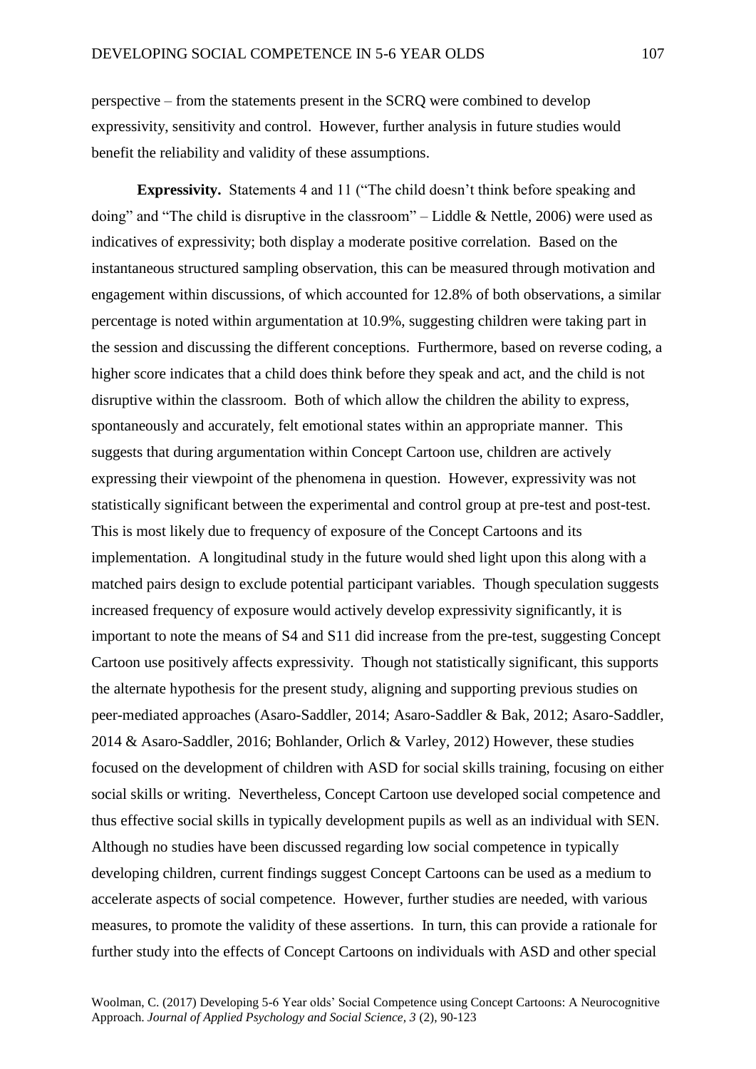perspective – from the statements present in the SCRQ were combined to develop expressivity, sensitivity and control. However, further analysis in future studies would benefit the reliability and validity of these assumptions.

**Expressivity.** Statements 4 and 11 ("The child doesn't think before speaking and doing" and "The child is disruptive in the classroom" – Liddle & Nettle, 2006) were used as indicatives of expressivity; both display a moderate positive correlation. Based on the instantaneous structured sampling observation, this can be measured through motivation and engagement within discussions, of which accounted for 12.8% of both observations, a similar percentage is noted within argumentation at 10.9%, suggesting children were taking part in the session and discussing the different conceptions. Furthermore, based on reverse coding, a higher score indicates that a child does think before they speak and act, and the child is not disruptive within the classroom. Both of which allow the children the ability to express, spontaneously and accurately, felt emotional states within an appropriate manner. This suggests that during argumentation within Concept Cartoon use, children are actively expressing their viewpoint of the phenomena in question. However, expressivity was not statistically significant between the experimental and control group at pre-test and post-test. This is most likely due to frequency of exposure of the Concept Cartoons and its implementation. A longitudinal study in the future would shed light upon this along with a matched pairs design to exclude potential participant variables. Though speculation suggests increased frequency of exposure would actively develop expressivity significantly, it is important to note the means of S4 and S11 did increase from the pre-test, suggesting Concept Cartoon use positively affects expressivity. Though not statistically significant, this supports the alternate hypothesis for the present study, aligning and supporting previous studies on peer-mediated approaches (Asaro-Saddler, 2014; Asaro-Saddler & Bak, 2012; Asaro-Saddler, 2014 & Asaro-Saddler, 2016; Bohlander, Orlich & Varley, 2012) However, these studies focused on the development of children with ASD for social skills training, focusing on either social skills or writing. Nevertheless, Concept Cartoon use developed social competence and thus effective social skills in typically development pupils as well as an individual with SEN. Although no studies have been discussed regarding low social competence in typically developing children, current findings suggest Concept Cartoons can be used as a medium to accelerate aspects of social competence. However, further studies are needed, with various measures, to promote the validity of these assertions. In turn, this can provide a rationale for further study into the effects of Concept Cartoons on individuals with ASD and other special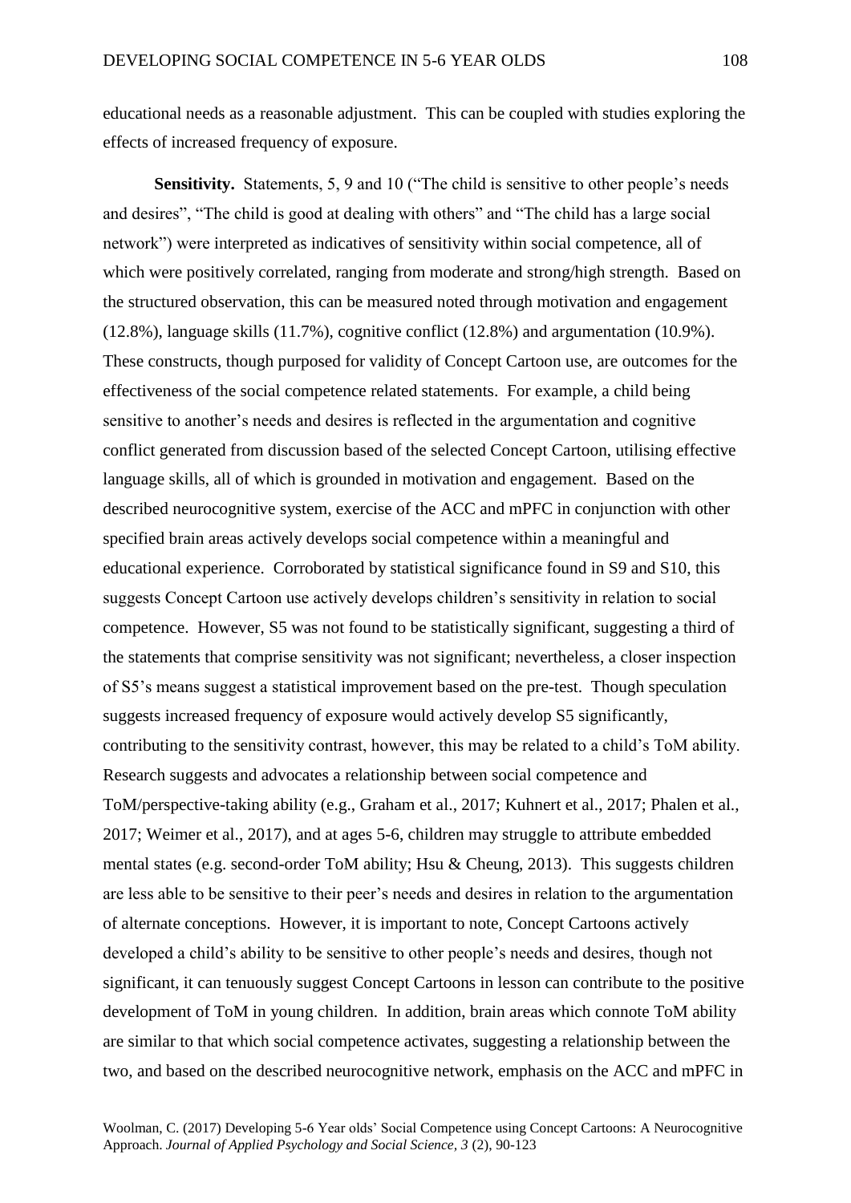educational needs as a reasonable adjustment. This can be coupled with studies exploring the effects of increased frequency of exposure.

**Sensitivity.** Statements, 5, 9 and 10 ("The child is sensitive to other people's needs and desires", "The child is good at dealing with others" and "The child has a large social network") were interpreted as indicatives of sensitivity within social competence, all of which were positively correlated, ranging from moderate and strong/high strength. Based on the structured observation, this can be measured noted through motivation and engagement (12.8%), language skills (11.7%), cognitive conflict (12.8%) and argumentation (10.9%). These constructs, though purposed for validity of Concept Cartoon use, are outcomes for the effectiveness of the social competence related statements. For example, a child being sensitive to another's needs and desires is reflected in the argumentation and cognitive conflict generated from discussion based of the selected Concept Cartoon, utilising effective language skills, all of which is grounded in motivation and engagement. Based on the described neurocognitive system, exercise of the ACC and mPFC in conjunction with other specified brain areas actively develops social competence within a meaningful and educational experience. Corroborated by statistical significance found in S9 and S10, this suggests Concept Cartoon use actively develops children's sensitivity in relation to social competence. However, S5 was not found to be statistically significant, suggesting a third of the statements that comprise sensitivity was not significant; nevertheless, a closer inspection of S5's means suggest a statistical improvement based on the pre-test. Though speculation suggests increased frequency of exposure would actively develop S5 significantly, contributing to the sensitivity contrast, however, this may be related to a child's ToM ability. Research suggests and advocates a relationship between social competence and ToM/perspective-taking ability (e.g., Graham et al., 2017; Kuhnert et al., 2017; Phalen et al., 2017; Weimer et al., 2017), and at ages 5-6, children may struggle to attribute embedded mental states (e.g. second-order ToM ability; Hsu & Cheung, 2013). This suggests children are less able to be sensitive to their peer's needs and desires in relation to the argumentation of alternate conceptions. However, it is important to note, Concept Cartoons actively developed a child's ability to be sensitive to other people's needs and desires, though not significant, it can tenuously suggest Concept Cartoons in lesson can contribute to the positive development of ToM in young children. In addition, brain areas which connote ToM ability are similar to that which social competence activates, suggesting a relationship between the two, and based on the described neurocognitive network, emphasis on the ACC and mPFC in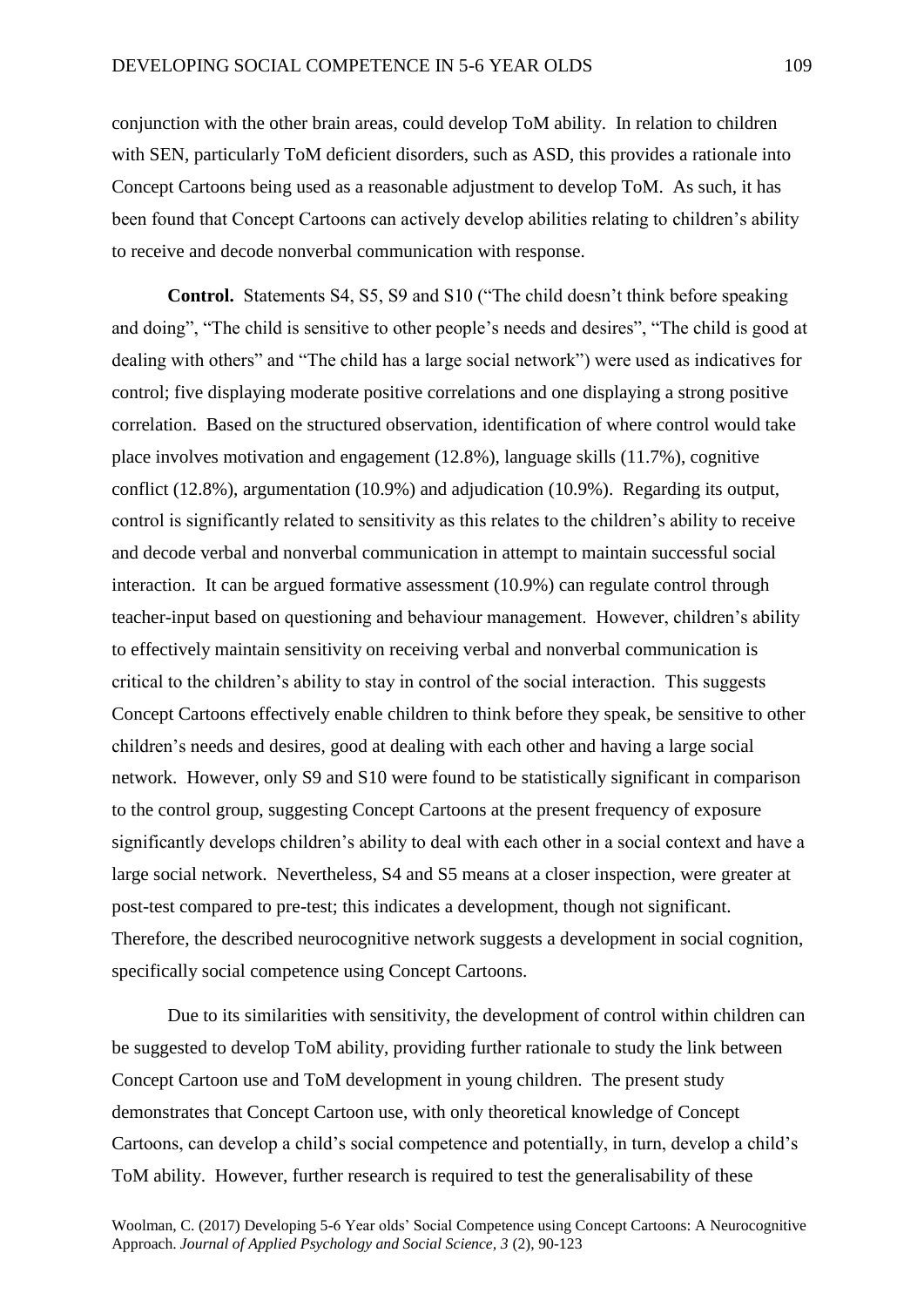conjunction with the other brain areas, could develop ToM ability. In relation to children with SEN, particularly ToM deficient disorders, such as ASD, this provides a rationale into Concept Cartoons being used as a reasonable adjustment to develop ToM. As such, it has been found that Concept Cartoons can actively develop abilities relating to children's ability to receive and decode nonverbal communication with response.

**Control.** Statements S4, S5, S9 and S10 ("The child doesn't think before speaking and doing", "The child is sensitive to other people's needs and desires", "The child is good at dealing with others" and "The child has a large social network") were used as indicatives for control; five displaying moderate positive correlations and one displaying a strong positive correlation. Based on the structured observation, identification of where control would take place involves motivation and engagement (12.8%), language skills (11.7%), cognitive conflict (12.8%), argumentation (10.9%) and adjudication (10.9%). Regarding its output, control is significantly related to sensitivity as this relates to the children's ability to receive and decode verbal and nonverbal communication in attempt to maintain successful social interaction. It can be argued formative assessment (10.9%) can regulate control through teacher-input based on questioning and behaviour management. However, children's ability to effectively maintain sensitivity on receiving verbal and nonverbal communication is critical to the children's ability to stay in control of the social interaction. This suggests Concept Cartoons effectively enable children to think before they speak, be sensitive to other children's needs and desires, good at dealing with each other and having a large social network. However, only S9 and S10 were found to be statistically significant in comparison to the control group, suggesting Concept Cartoons at the present frequency of exposure significantly develops children's ability to deal with each other in a social context and have a large social network. Nevertheless, S4 and S5 means at a closer inspection, were greater at post-test compared to pre-test; this indicates a development, though not significant. Therefore, the described neurocognitive network suggests a development in social cognition, specifically social competence using Concept Cartoons.

Due to its similarities with sensitivity, the development of control within children can be suggested to develop ToM ability, providing further rationale to study the link between Concept Cartoon use and ToM development in young children. The present study demonstrates that Concept Cartoon use, with only theoretical knowledge of Concept Cartoons, can develop a child's social competence and potentially, in turn, develop a child's ToM ability. However, further research is required to test the generalisability of these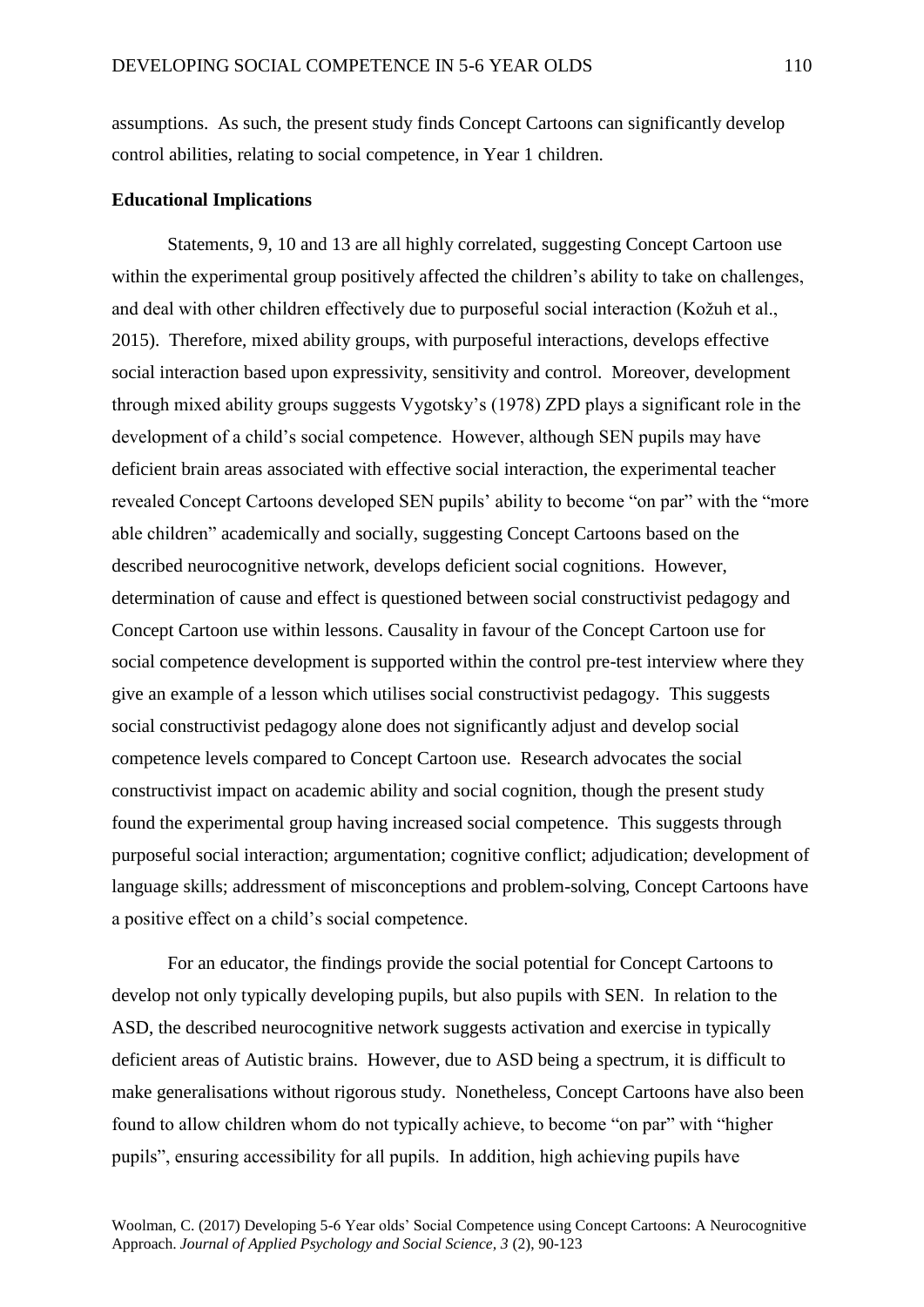assumptions. As such, the present study finds Concept Cartoons can significantly develop control abilities, relating to social competence, in Year 1 children.

**Educational Implications**

Statements, 9, 10 and 13 are all highly correlated, suggesting Concept Cartoon use within the experimental group positively affected the children's ability to take on challenges, and deal with other children effectively due to purposeful social interaction (Kožuh et al., 2015). Therefore, mixed ability groups, with purposeful interactions, develops effective social interaction based upon expressivity, sensitivity and control. Moreover, development through mixed ability groups suggests Vygotsky's (1978) ZPD plays a significant role in the development of a child's social competence. However, although SEN pupils may have deficient brain areas associated with effective social interaction, the experimental teacher revealed Concept Cartoons developed SEN pupils' ability to become "on par" with the "more able children" academically and socially, suggesting Concept Cartoons based on the described neurocognitive network, develops deficient social cognitions. However, determination of cause and effect is questioned between social constructivist pedagogy and Concept Cartoon use within lessons. Causality in favour of the Concept Cartoon use for social competence development is supported within the control pre-test interview where they give an example of a lesson which utilises social constructivist pedagogy. This suggests social constructivist pedagogy alone does not significantly adjust and develop social competence levels compared to Concept Cartoon use. Research advocates the social constructivist impact on academic ability and social cognition, though the present study found the experimental group having increased social competence. This suggests through purposeful social interaction; argumentation; cognitive conflict; adjudication; development of language skills; addressment of misconceptions and problem-solving, Concept Cartoons have a positive effect on a child's social competence.

For an educator, the findings provide the social potential for Concept Cartoons to develop not only typically developing pupils, but also pupils with SEN. In relation to the ASD, the described neurocognitive network suggests activation and exercise in typically deficient areas of Autistic brains. However, due to ASD being a spectrum, it is difficult to make generalisations without rigorous study. Nonetheless, Concept Cartoons have also been found to allow children whom do not typically achieve, to become "on par" with "higher pupils", ensuring accessibility for all pupils. In addition, high achieving pupils have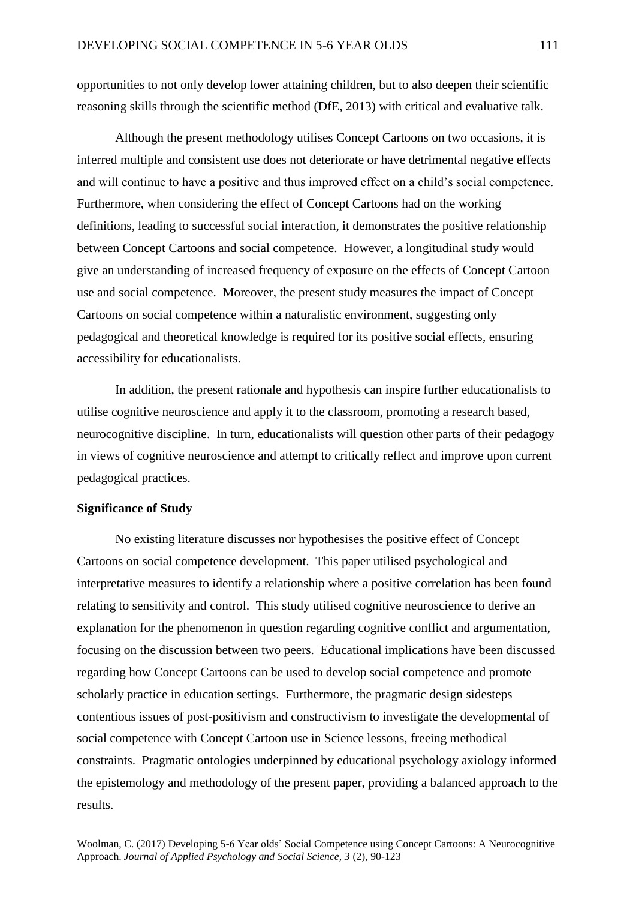opportunities to not only develop lower attaining children, but to also deepen their scientific reasoning skills through the scientific method (DfE, 2013) with critical and evaluative talk.

Although the present methodology utilises Concept Cartoons on two occasions, it is inferred multiple and consistent use does not deteriorate or have detrimental negative effects and will continue to have a positive and thus improved effect on a child's social competence. Furthermore, when considering the effect of Concept Cartoons had on the working definitions, leading to successful social interaction, it demonstrates the positive relationship between Concept Cartoons and social competence. However, a longitudinal study would give an understanding of increased frequency of exposure on the effects of Concept Cartoon use and social competence. Moreover, the present study measures the impact of Concept Cartoons on social competence within a naturalistic environment, suggesting only pedagogical and theoretical knowledge is required for its positive social effects, ensuring accessibility for educationalists.

In addition, the present rationale and hypothesis can inspire further educationalists to utilise cognitive neuroscience and apply it to the classroom, promoting a research based, neurocognitive discipline. In turn, educationalists will question other parts of their pedagogy in views of cognitive neuroscience and attempt to critically reflect and improve upon current pedagogical practices.

**Significance of Study**

No existing literature discusses nor hypothesises the positive effect of Concept Cartoons on social competence development. This paper utilised psychological and interpretative measures to identify a relationship where a positive correlation has been found relating to sensitivity and control. This study utilised cognitive neuroscience to derive an explanation for the phenomenon in question regarding cognitive conflict and argumentation, focusing on the discussion between two peers. Educational implications have been discussed regarding how Concept Cartoons can be used to develop social competence and promote scholarly practice in education settings. Furthermore, the pragmatic design sidesteps contentious issues of post-positivism and constructivism to investigate the developmental of social competence with Concept Cartoon use in Science lessons, freeing methodical constraints. Pragmatic ontologies underpinned by educational psychology axiology informed the epistemology and methodology of the present paper, providing a balanced approach to the results.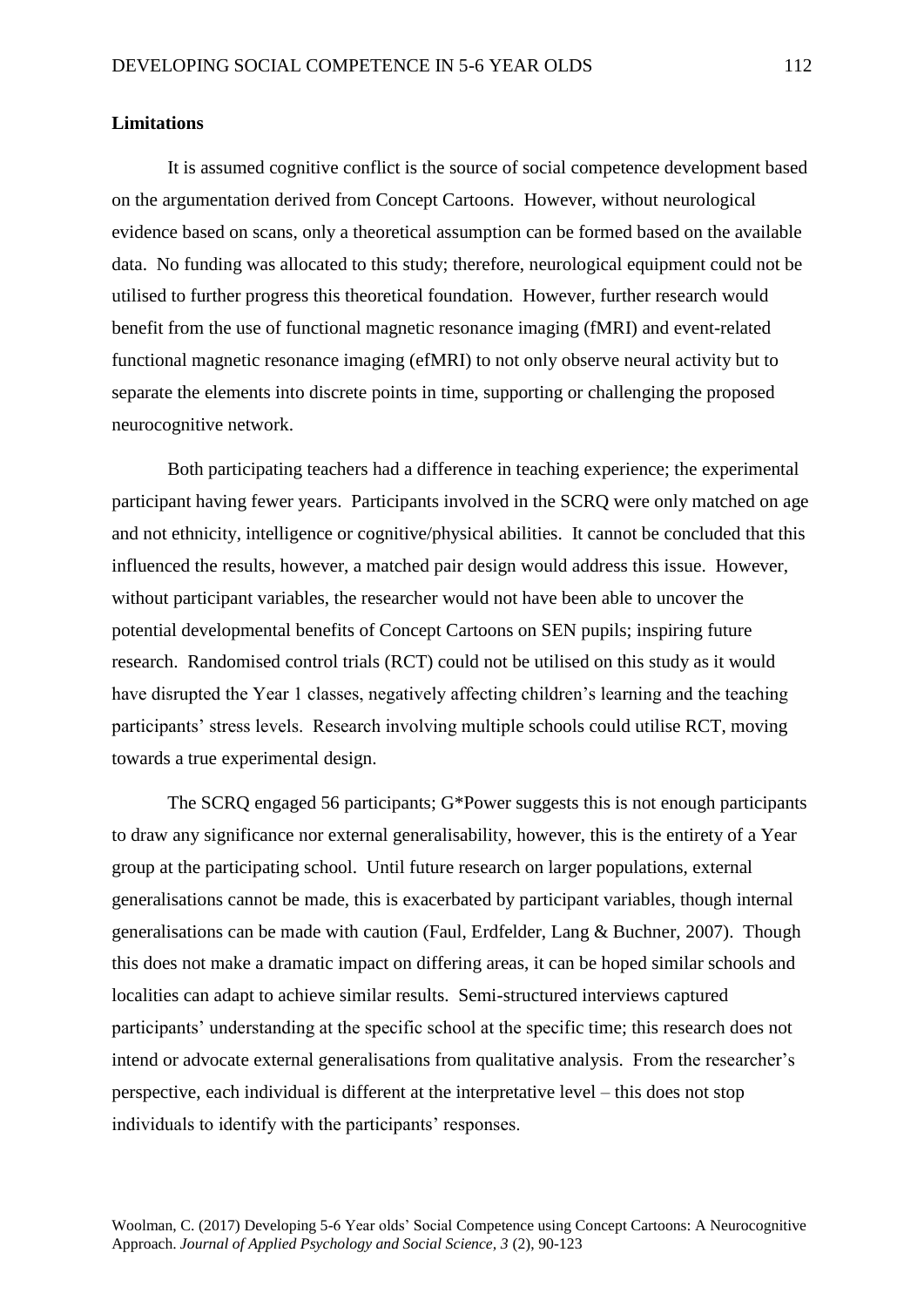**Limitations**

It is assumed cognitive conflict is the source of social competence development based on the argumentation derived from Concept Cartoons. However, without neurological evidence based on scans, only a theoretical assumption can be formed based on the available data. No funding was allocated to this study; therefore, neurological equipment could not be utilised to further progress this theoretical foundation. However, further research would benefit from the use of functional magnetic resonance imaging (fMRI) and event-related functional magnetic resonance imaging (efMRI) to not only observe neural activity but to separate the elements into discrete points in time, supporting or challenging the proposed neurocognitive network.

Both participating teachers had a difference in teaching experience; the experimental participant having fewer years. Participants involved in the SCRQ were only matched on age and not ethnicity, intelligence or cognitive/physical abilities. It cannot be concluded that this influenced the results, however, a matched pair design would address this issue. However, without participant variables, the researcher would not have been able to uncover the potential developmental benefits of Concept Cartoons on SEN pupils; inspiring future research. Randomised control trials (RCT) could not be utilised on this study as it would have disrupted the Year 1 classes, negatively affecting children's learning and the teaching participants' stress levels. Research involving multiple schools could utilise RCT, moving towards a true experimental design.

The SCRQ engaged 56 participants; G*Power suggests this is not enough participants to draw any significance nor external generalisability, however, this is the entirety of a Year group at the participating school. Until future research on larger populations, external generalisations cannot be made, this is exacerbated by participant variables, though internal generalisations can be made with caution (Faul, Erdfelder, Lang & Buchner, 2007). Though this does not make a dramatic impact on differing areas, it can be hoped similar schools and localities can adapt to achieve similar results. Semi-structured interviews captured participants' understanding at the specific school at the specific time; this research does not intend or advocate external generalisations from qualitative analysis. From the researcher's perspective, each individual is different at the interpretative level – this does not stop individuals to identify with the participants' responses.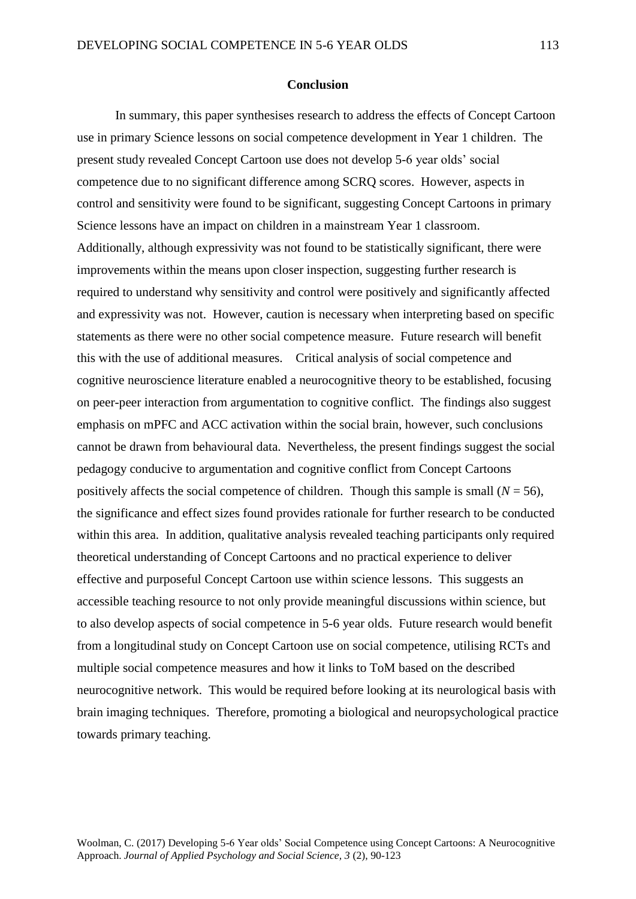## Conclusion

In summary, this paper synthesises research to address the effects of Concept Cartoon use in primary Science lessons on social competence development in Year 1 children. The present study revealed Concept Cartoon use does not develop 5-6 year olds' social competence due to no significant difference among SCRQ scores. However, aspects in control and sensitivity were found to be significant, suggesting Concept Cartoons in primary Science lessons have an impact on children in a mainstream Year 1 classroom. Additionally, although expressivity was not found to be statistically significant, there were improvements within the means upon closer inspection, suggesting further research is required to understand why sensitivity and control were positively and significantly affected and expressivity was not. However, caution is necessary when interpreting based on specific statements as there were no other social competence measure. Future research will benefit this with the use of additional measures. Critical analysis of social competence and cognitive neuroscience literature enabled a neurocognitive theory to be established, focusing on peer-peer interaction from argumentation to cognitive conflict. The findings also suggest emphasis on mPFC and ACC activation within the social brain, however, such conclusions cannot be drawn from behavioural data. Nevertheless, the present findings suggest the social pedagogy conducive to argumentation and cognitive conflict from Concept Cartoons positively affects the social competence of children. Though this sample is small ($N$ = 56), the significance and effect sizes found provides rationale for further research to be conducted within this area. In addition, qualitative analysis revealed teaching participants only required theoretical understanding of Concept Cartoons and no practical experience to deliver effective and purposeful Concept Cartoon use within science lessons. This suggests an accessible teaching resource to not only provide meaningful discussions within science, but to also develop aspects of social competence in 5-6 year olds. Future research would benefit from a longitudinal study on Concept Cartoon use on social competence, utilising RCTs and multiple social competence measures and how it links to ToM based on the described neurocognitive network. This would be required before looking at its neurological basis with brain imaging techniques. Therefore, promoting a biological and neuropsychological practice towards primary teaching.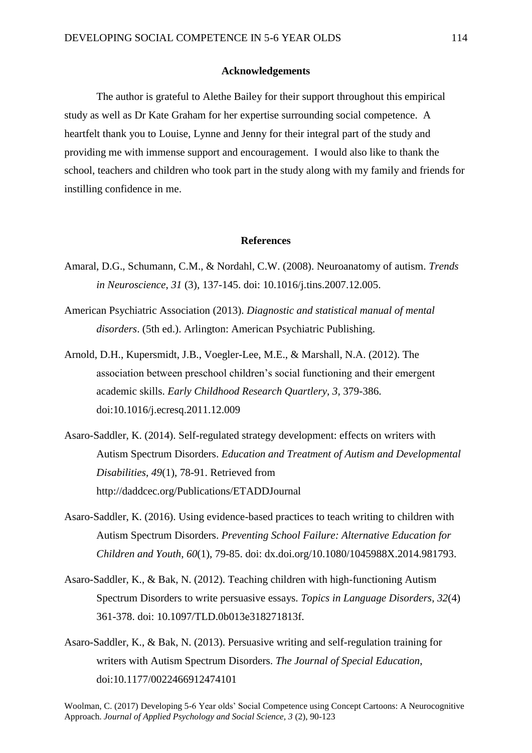## Acknowledgements

The author is grateful to Alethe Bailey for their support throughout this empirical study as well as Dr Kate Graham for her expertise surrounding social competence. A heartfelt thank you to Louise, Lynne and Jenny for their integral part of the study and providing me with immense support and encouragement. I would also like to thank the school, teachers and children who took part in the study along with my family and friends for instilling confidence in me.

## References

Amaral, D.G., Schumann, C.M., & Nordahl, C.W. (2008). Neuroanatomy of autism. *Trends in Neuroscience*, *31* (3), 137-145. doi: 10.1016/j.tins.2007.12.005.

American Psychiatric Association (2013). *Diagnostic and statistical manual of mental disorders*. (5th ed.). Arlington: American Psychiatric Publishing.

Arnold, D.H., Kupersmidt, J.B., Voegler-Lee, M.E., & Marshall, N.A. (2012). The association between preschool children's social functioning and their emergent academic skills. *Early Childhood Research Quartlery*, *3,* 379-386. doi:10.1016/j.ecresq.2011.12.009

Asaro-Saddler, K. (2014). Self-regulated strategy development: effects on writers with Autism Spectrum Disorders. *Education and Treatment of Autism and Developmental Disabilities*, *49*(1), 78-91. Retrieved from http://daddcec.org/Publications/ETADDJournal

Asaro-Saddler, K. (2016). Using evidence-based practices to teach writing to children with Autism Spectrum Disorders. *Preventing School Failure: Alternative Education for Children and Youth*, *60*(1), 79-85. doi: dx.doi.org/10.1080/1045988X.2014.981793.

Asaro-Saddler, K., & Bak, N. (2012). Teaching children with high-functioning Autism Spectrum Disorders to write persuasive essays. *Topics in Language Disorders*, *32*(4) 361-378. doi: 10.1097/TLD.0b013e318271813f.

Asaro-Saddler, K., & Bak, N. (2013). Persuasive writing and self-regulation training for writers with Autism Spectrum Disorders. *The Journal of Special Education*, doi:10.1177/0022466912474101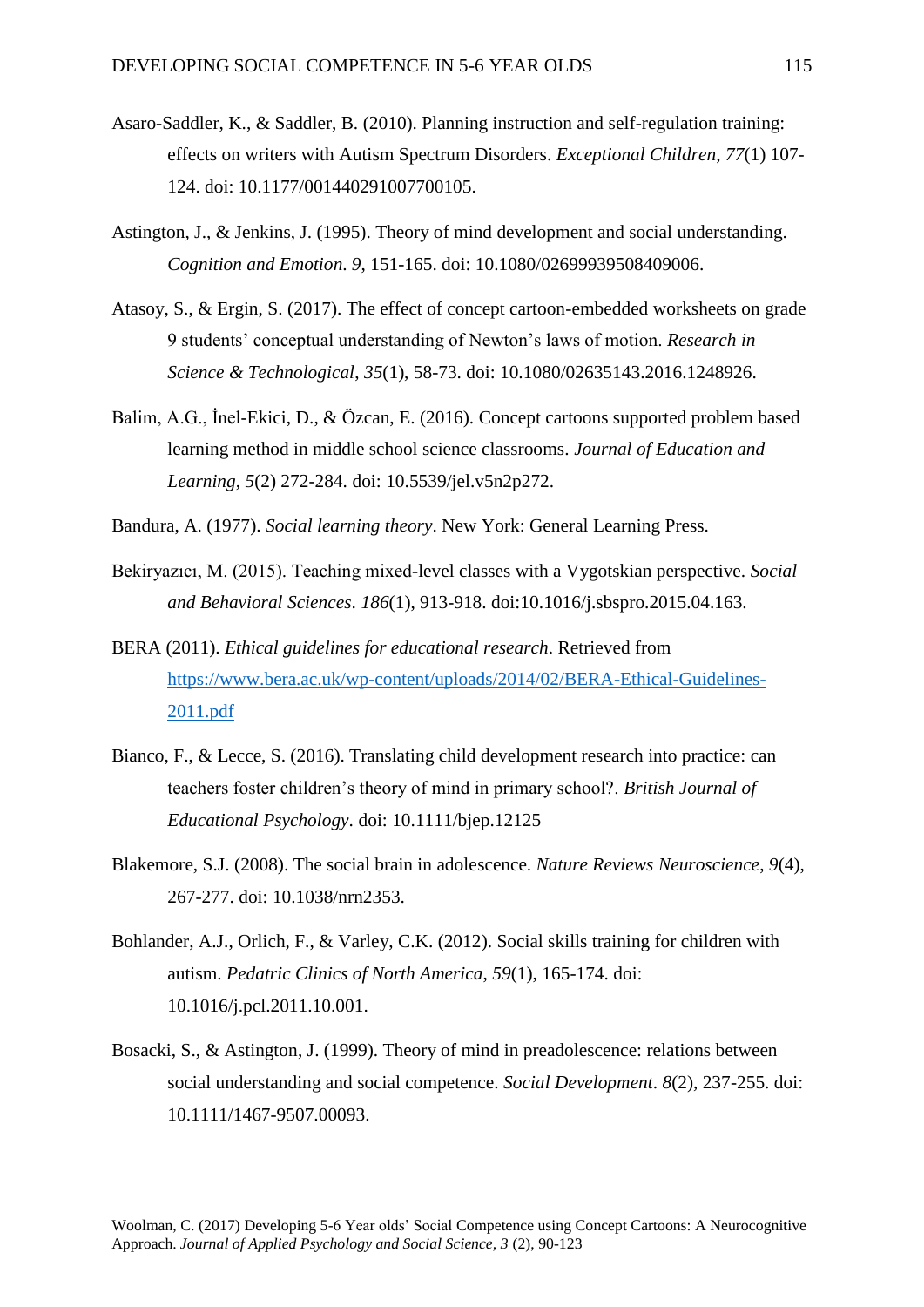Asaro-Saddler, K., & Saddler, B. (2010). Planning instruction and self-regulation training: effects on writers with Autism Spectrum Disorders. *Exceptional Children, 77*(1) 107-124. doi: 10.1177/001440291007700105.

Astington, J., & Jenkins, J. (1995). Theory of mind development and social understanding. *Cognition and Emotion*. *9*, 151-165. doi: 10.1080/02699939508409006.

Atasoy, S., & Ergin, S. (2017). The effect of concept cartoon-embedded worksheets on grade 9 students' conceptual understanding of Newton's laws of motion. *Research in Science & Technological*, *35*(1), 58-73. doi: 10.1080/02635143.2016.1248926.

Balim, A.G., İnel-Ekici, D., & Özcan, E. (2016). Concept cartoons supported problem based learning method in middle school science classrooms. *Journal of Education and Learning*, *5*(2) 272-284. doi: 10.5539/jel.v5n2p272.

Bandura, A. (1977). *Social learning theory*. New York: General Learning Press.

Bekiryazıcı, M. (2015). Teaching mixed-level classes with a Vygotskian perspective. *Social and Behavioral Sciences*. *186*(1), 913-918. doi:10.1016/j.sbspro.2015.04.163.

BERA (2011). *Ethical guidelines for educational research*. Retrieved from https://www.bera.ac.uk/wp-content/uploads/2014/02/BERA-Ethical-Guidelines-2011.pdf

Bianco, F., & Lecce, S. (2016). Translating child development research into practice: can teachers foster children's theory of mind in primary school?. *British Journal of Educational Psychology*. doi: 10.1111/bjep.12125

Blakemore, S.J. (2008). The social brain in adolescence. *Nature Reviews Neuroscience*, *9*(4), 267-277. doi: 10.1038/nrn2353.

Bohlander, A.J., Orlich, F., & Varley, C.K. (2012). Social skills training for children with autism. *Pedatric Clinics of North America*, *59*(1), 165-174. doi: 10.1016/j.pcl.2011.10.001.

Bosacki, S., & Astington, J. (1999). Theory of mind in preadolescence: relations between social understanding and social competence. *Social Development*. *8*(2), 237-255. doi: 10.1111/1467-9507.00093.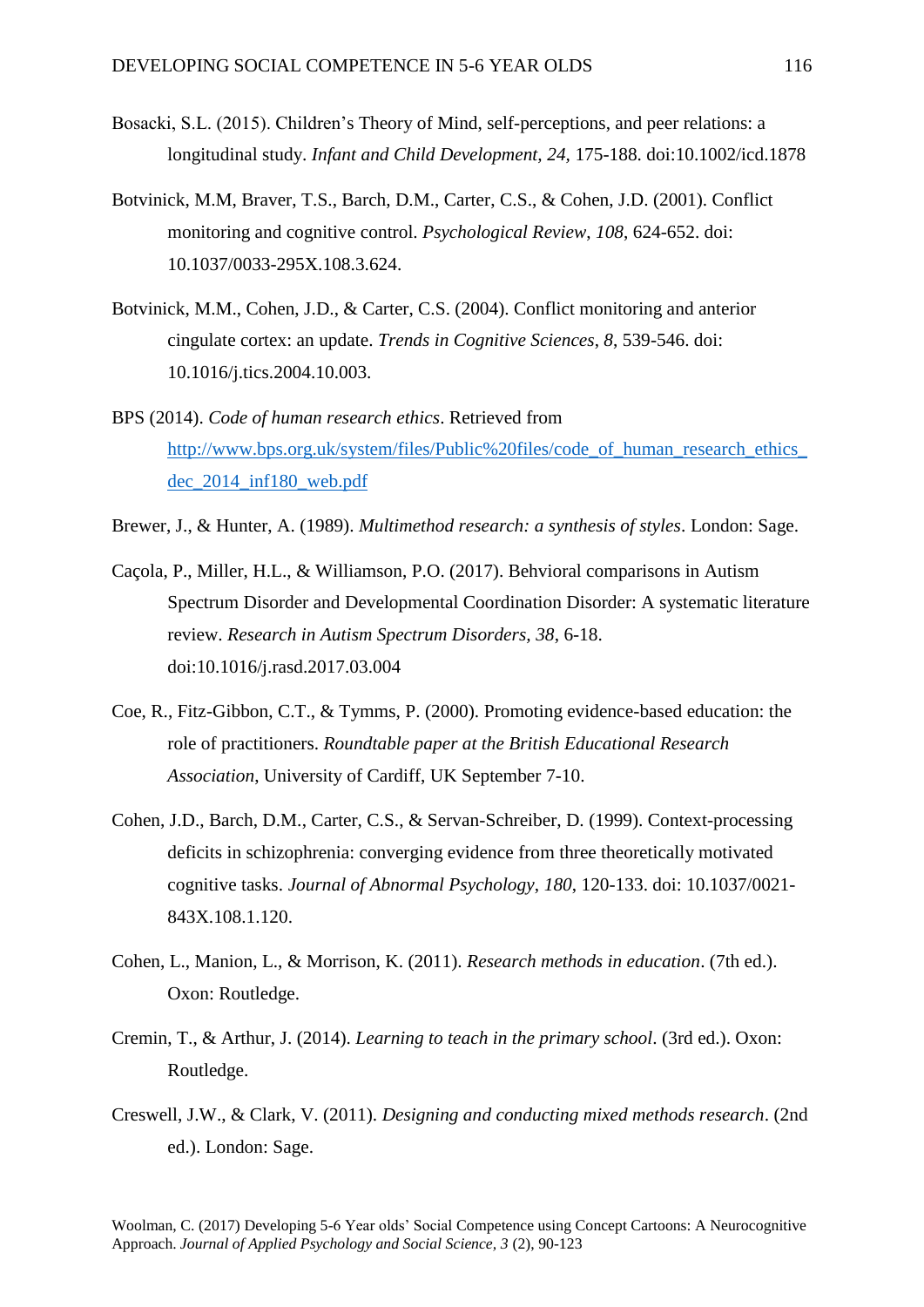Bosacki, S.L. (2015). Children's Theory of Mind, self-perceptions, and peer relations: a longitudinal study. *Infant and Child Development, 24,* 175-188. doi:10.1002/icd.1878

Botvinick, M.M, Braver, T.S., Barch, D.M., Carter, C.S., & Cohen, J.D. (2001). Conflict monitoring and cognitive control. *Psychological Review*, *108*, 624-652. doi: 10.1037/0033-295X.108.3.624.

Botvinick, M.M., Cohen, J.D., & Carter, C.S. (2004). Conflict monitoring and anterior cingulate cortex: an update. *Trends in Cognitive Sciences*, *8*, 539-546. doi: 10.1016/j.tics.2004.10.003.

BPS (2014). *Code of human research ethics*. Retrieved from http://www.bps.org.uk/system/files/Public%20files/code_of_human_research_ethics_dec_2014_inf180_web.pdf

Brewer, J., & Hunter, A. (1989). *Multimethod research: a synthesis of styles*. London: Sage.

Caçola, P., Miller, H.L., & Williamson, P.O. (2017). Behvioral comparisons in Autism Spectrum Disorder and Developmental Coordination Disorder: A systematic literature review. *Research in Autism Spectrum Disorders, 38*, 6-18. doi:10.1016/j.rasd.2017.03.004

Coe, R., Fitz-Gibbon, C.T., & Tymms, P. (2000). Promoting evidence-based education: the role of practitioners. *Roundtable paper at the British Educational Research Association*, University of Cardiff, UK September 7-10.

Cohen, J.D., Barch, D.M., Carter, C.S., & Servan-Schreiber, D. (1999). Context-processing deficits in schizophrenia: converging evidence from three theoretically motivated cognitive tasks. *Journal of Abnormal Psychology*, *180*, 120-133. doi: 10.1037/0021-843X.108.1.120.

Cohen, L., Manion, L., & Morrison, K. (2011). *Research methods in education*. (7th ed.). Oxon: Routledge.

Cremin, T., & Arthur, J. (2014). *Learning to teach in the primary school*. (3rd ed.). Oxon: Routledge.

Creswell, J.W., & Clark, V. (2011). *Designing and conducting mixed methods research*. (2nd ed.). London: Sage.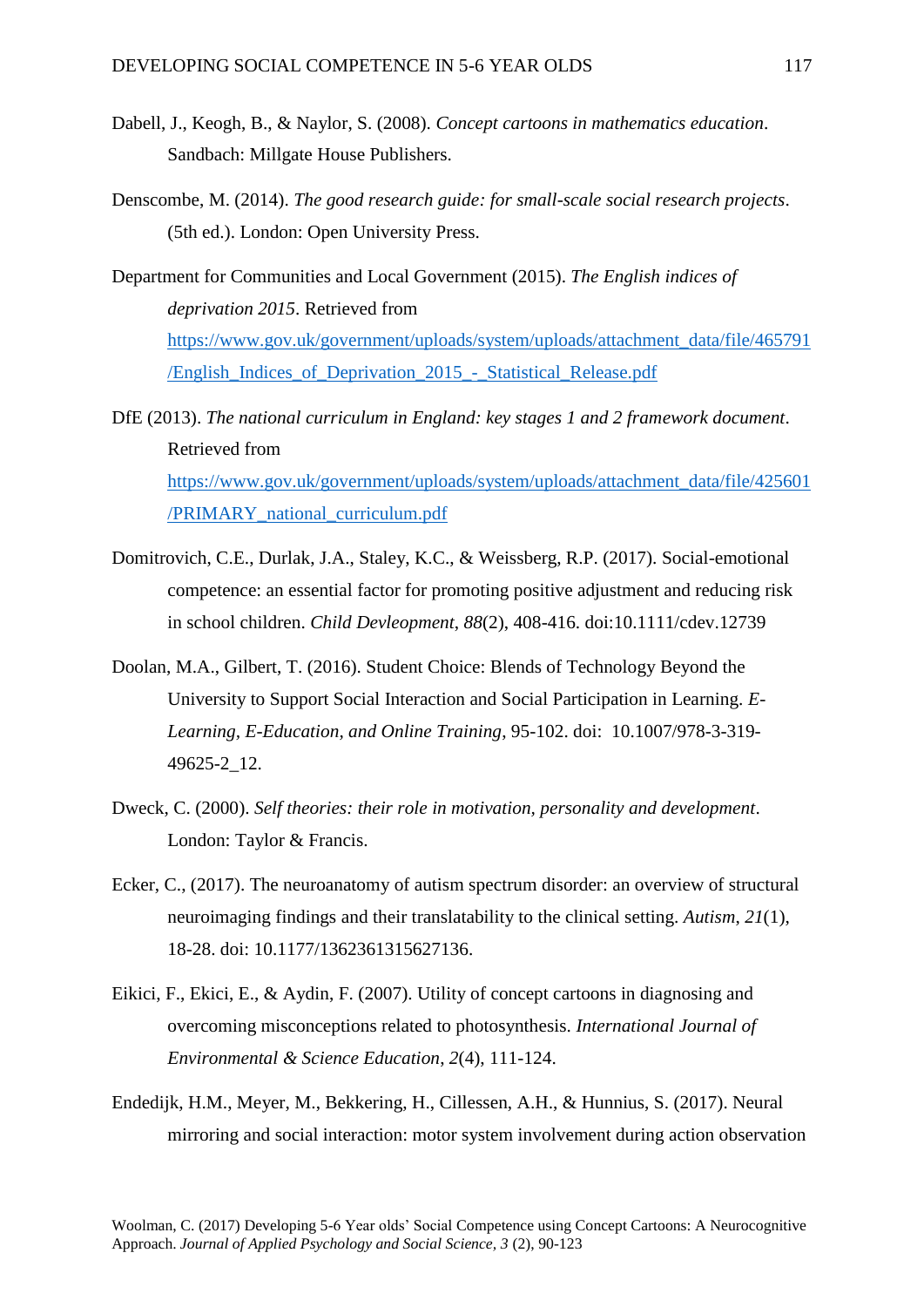Dabell, J., Keogh, B., & Naylor, S. (2008). *Concept cartoons in mathematics education*. Sandbach: Millgate House Publishers.

Denscombe, M. (2014). *The good research guide: for small-scale social research projects*. (5th ed.). London: Open University Press.

Department for Communities and Local Government (2015). *The English indices of deprivation 2015*. Retrieved from https://www.gov.uk/government/uploads/system/uploads/attachment_data/file/465791/English_Indices_of_Deprivation_2015_-_Statistical_Release.pdf

DfE (2013). *The national curriculum in England: key stages 1 and 2 framework document*. Retrieved from https://www.gov.uk/government/uploads/system/uploads/attachment_data/file/425601/PRIMARY_national_curriculum.pdf

Domitrovich, C.E., Durlak, J.A., Staley, K.C., & Weissberg, R.P. (2017). Social-emotional competence: an essential factor for promoting positive adjustment and reducing risk in school children. *Child Devleopment*, *88*(2), 408-416. doi:10.1111/cdev.12739

Doolan, M.A., Gilbert, T. (2016). Student Choice: Blends of Technology Beyond the University to Support Social Interaction and Social Participation in Learning. *E-Learning, E-Education, and Online Training*, 95-102. doi: 10.1007/978-3-319-49625-2_12.

Dweck, C. (2000). *Self theories: their role in motivation, personality and development*. London: Taylor & Francis.

Ecker, C., (2017). The neuroanatomy of autism spectrum disorder: an overview of structural neuroimaging findings and their translatability to the clinical setting. *Autism*, *21*(1), 18-28. doi: 10.1177/1362361315627136.

Eikici, F., Ekici, E., & Aydin, F. (2007). Utility of concept cartoons in diagnosing and overcoming misconceptions related to photosynthesis. *International Journal of Environmental & Science Education*, *2*(4), 111-124.

Endedijk, H.M., Meyer, M., Bekkering, H., Cillessen, A.H., & Hunnius, S. (2017). Neural mirroring and social interaction: motor system involvement during action observation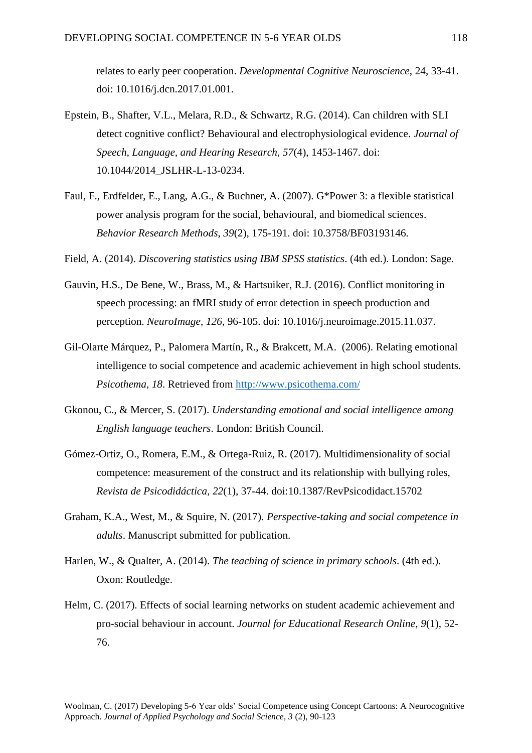relates to early peer cooperation. *Developmental Cognitive Neuroscience*, 24, 33-41. doi: 10.1016/j.dcn.2017.01.001.

Epstein, B., Shafter, V.L., Melara, R.D., & Schwartz, R.G. (2014). Can children with SLI detect cognitive conflict? Behavioural and electrophysiological evidence. *Journal of Speech, Language, and Hearing Research*, *57*(4), 1453-1467. doi: 10.1044/2014_JSLHR-L-13-0234.

Faul, F., Erdfelder, E., Lang, A.G., & Buchner, A. (2007). G*Power 3: a flexible statistical power analysis program for the social, behavioural, and biomedical sciences. *Behavior Research Methods*, *39*(2), 175-191. doi: 10.3758/BF03193146.

Field, A. (2014). *Discovering statistics using IBM SPSS statistics*. (4th ed.). London: Sage.

Gauvin, H.S., De Bene, W., Brass, M., & Hartsuiker, R.J. (2016). Conflict monitoring in speech processing: an fMRI study of error detection in speech production and perception. *NeuroImage*, *126*, 96-105. doi: 10.1016/j.neuroimage.2015.11.037.

Gil-Olarte Márquez, P., Palomera Martín, R., & Brakcett, M.A. (2006). Relating emotional intelligence to social competence and academic achievement in high school students. *Psicothema*, *18*. Retrieved from http://www.psicothema.com/

Gkonou, C., & Mercer, S. (2017). *Understanding emotional and social intelligence among English language teachers*. London: British Council.

Gómez-Ortiz, O., Romera, E.M., & Ortega-Ruiz, R. (2017). Multidimensionality of social competence: measurement of the construct and its relationship with bullying roles, *Revista de Psicodidáctica*, *22*(1), 37-44. doi:10.1387/RevPsicodidact.15702

Graham, K.A., West, M., & Squire, N. (2017). *Perspective-taking and social competence in adults*. Manuscript submitted for publication.

Harlen, W., & Qualter, A. (2014). *The teaching of science in primary schools*. (4th ed.). Oxon: Routledge.

Helm, C. (2017). Effects of social learning networks on student academic achievement and pro-social behaviour in account. *Journal for Educational Research Online*, *9*(1), 52-76.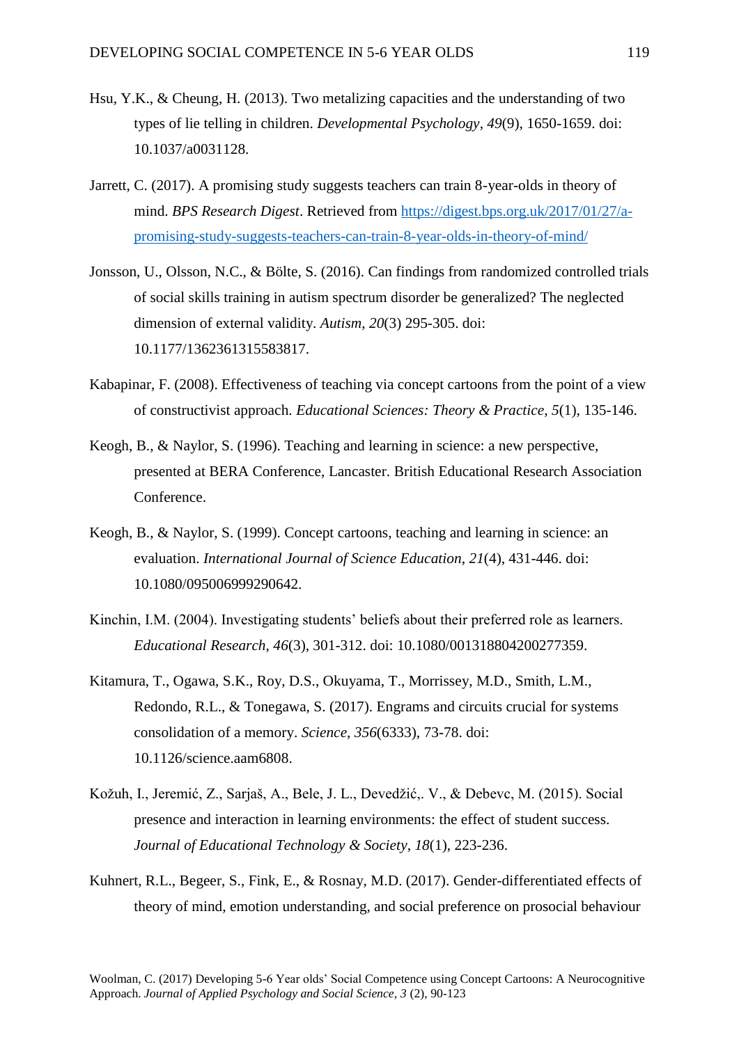Hsu, Y.K., & Cheung, H. (2013). Two metalizing capacities and the understanding of two types of lie telling in children. *Developmental Psychology*, *49*(9), 1650-1659. doi: 10.1037/a0031128.

Jarrett, C. (2017). A promising study suggests teachers can train 8-year-olds in theory of mind. *BPS Research Digest*. Retrieved from [https://digest.bps.org.uk/2017/01/27/a-promising-study-suggests-teachers-can-train-8-year-olds-in-theory-of-mind/](https://digest.bps.org.uk/2017/01/27/a-promising-study-suggests-teachers-can-train-8-year-olds-in-theory-of-mind/)

Jonsson, U., Olsson, N.C., & Bölte, S. (2016). Can findings from randomized controlled trials of social skills training in autism spectrum disorder be generalized? The neglected dimension of external validity. *Autism*, *20*(3) 295-305. doi: 10.1177/1362361315583817.

Kabapinar, F. (2008). Effectiveness of teaching via concept cartoons from the point of a view of constructivist approach. *Educational Sciences: Theory & Practice*, *5*(1), 135-146.

Keogh, B., & Naylor, S. (1996). Teaching and learning in science: a new perspective, presented at BERA Conference, Lancaster. British Educational Research Association Conference.

Keogh, B., & Naylor, S. (1999). Concept cartoons, teaching and learning in science: an evaluation. *International Journal of Science Education*, *21*(4), 431-446. doi: 10.1080/095006999290642.

Kinchin, I.M. (2004). Investigating students' beliefs about their preferred role as learners. *Educational Research*, *46*(3), 301-312. doi: 10.1080/001318804200277359.

Kitamura, T., Ogawa, S.K., Roy, D.S., Okuyama, T., Morrissey, M.D., Smith, L.M., Redondo, R.L., & Tonegawa, S. (2017). Engrams and circuits crucial for systems consolidation of a memory. *Science*, *356*(6333), 73-78. doi: 10.1126/science.aam6808.

Kožuh, I., Jeremić, Z., Sarjaš, A., Bele, J. L., Devedžić,. V., & Debevc, M. (2015). Social presence and interaction in learning environments: the effect of student success. *Journal of Educational Technology & Society*, *18*(1), 223-236.

Kuhnert, R.L., Begeer, S., Fink, E., & Rosnay, M.D. (2017). Gender-differentiated effects of theory of mind, emotion understanding, and social preference on prosocial behaviour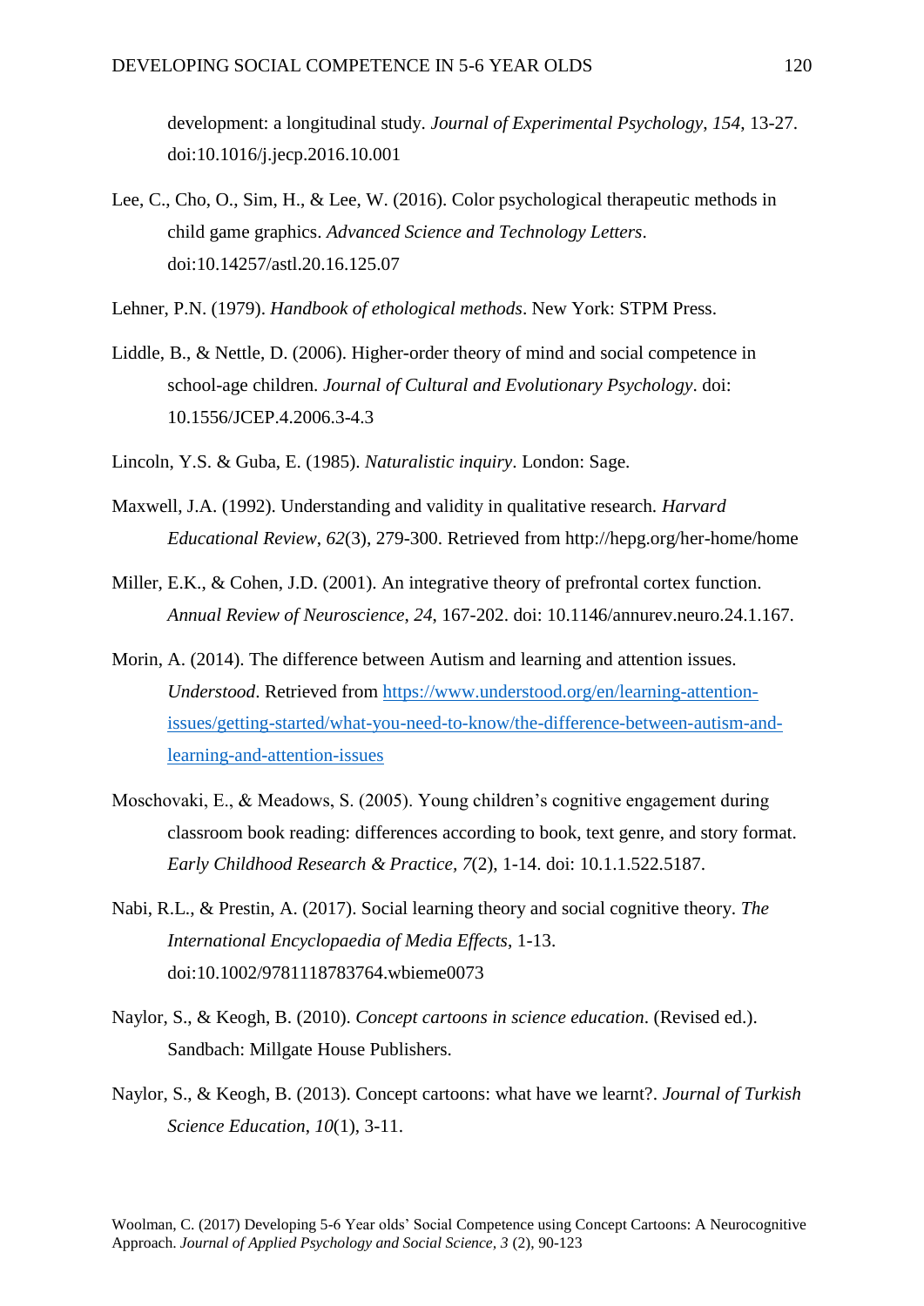development: a longitudinal study. *Journal of Experimental Psychology*, *154*, 13-27. doi:10.1016/j.jecp.2016.10.001

Lee, C., Cho, O., Sim, H., & Lee, W. (2016). Color psychological therapeutic methods in child game graphics. *Advanced Science and Technology Letters*. doi:10.14257/astl.20.16.125.07

Lehner, P.N. (1979). *Handbook of ethological methods*. New York: STPM Press.

Liddle, B., & Nettle, D. (2006). Higher-order theory of mind and social competence in school-age children. *Journal of Cultural and Evolutionary Psychology*. doi: 10.1556/JCEP.4.2006.3-4.3

Lincoln, Y.S. & Guba, E. (1985). *Naturalistic inquiry*. London: Sage.

Maxwell, J.A. (1992). Understanding and validity in qualitative research. *Harvard Educational Review*, *62*(3), 279-300. Retrieved from http://hepg.org/her-home/home

Miller, E.K., & Cohen, J.D. (2001). An integrative theory of prefrontal cortex function. *Annual Review of Neuroscience*, *24*, 167-202. doi: 10.1146/annurev.neuro.24.1.167.

Morin, A. (2014). The difference between Autism and learning and attention issues. *Understood*. Retrieved from https://www.understood.org/en/learning-attention-issues/getting-started/what-you-need-to-know/the-difference-between-autism-and-learning-and-attention-issues

Moschovaki, E., & Meadows, S. (2005). Young children's cognitive engagement during classroom book reading: differences according to book, text genre, and story format. *Early Childhood Research & Practice*, *7*(2), 1-14. doi: 10.1.1.522.5187.

Nabi, R.L., & Prestin, A. (2017). Social learning theory and social cognitive theory. *The International Encyclopaedia of Media Effects*, 1-13. doi:10.1002/9781118783764.wbieme0073

Naylor, S., & Keogh, B. (2010). *Concept cartoons in science education*. (Revised ed.). Sandbach: Millgate House Publishers.

Naylor, S., & Keogh, B. (2013). Concept cartoons: what have we learnt?. *Journal of Turkish Science Education*, *10*(1), 3-11.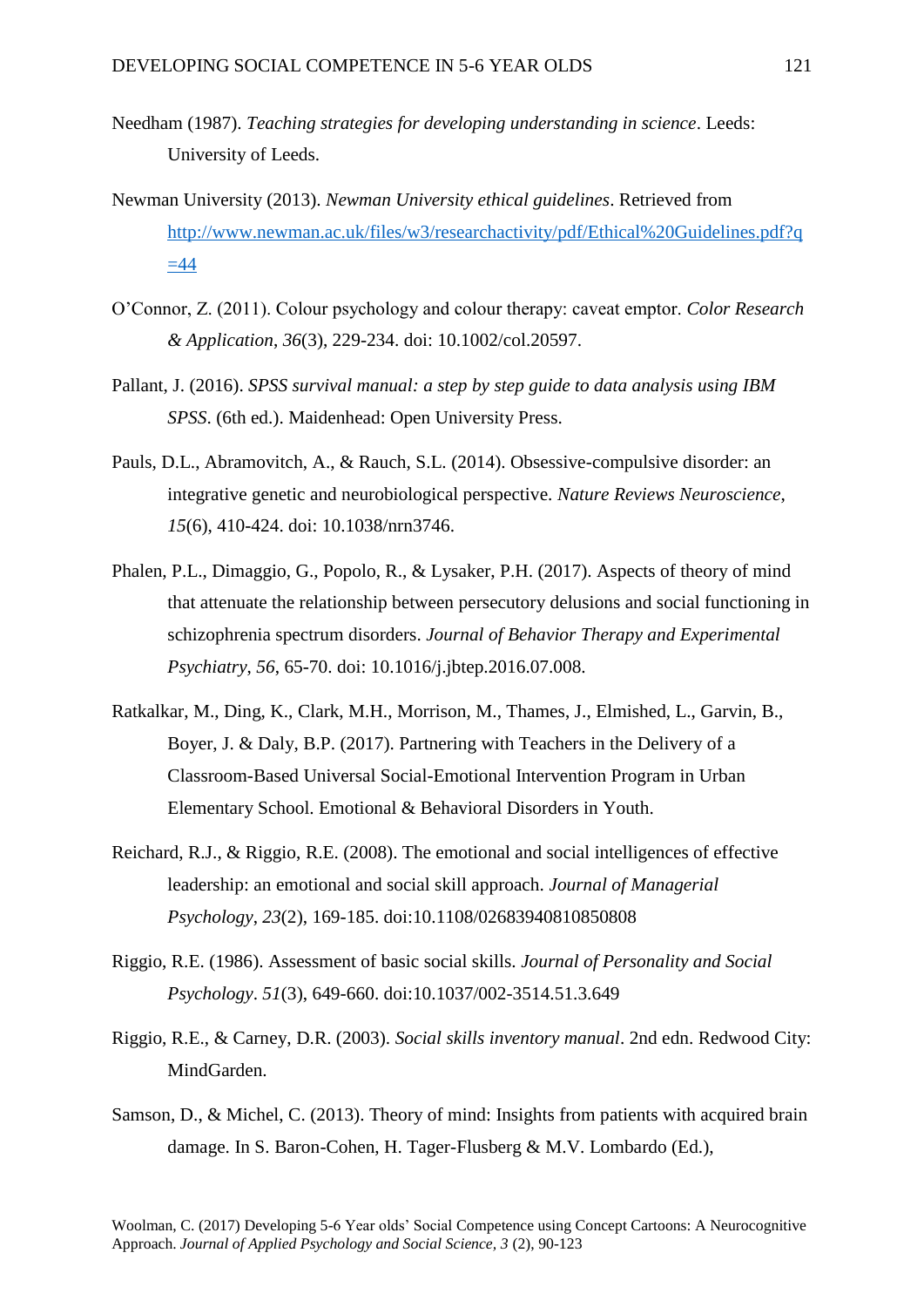Needham (1987). *Teaching strategies for developing understanding in science*. Leeds: University of Leeds.

Newman University (2013). *Newman University ethical guidelines*. Retrieved from http://www.newman.ac.uk/files/w3/researchactivity/pdf/Ethical%20Guidelines.pdf?q=44

O'Connor, Z. (2011). Colour psychology and colour therapy: caveat emptor. *Color Research & Application*, *36*(3), 229-234. doi: 10.1002/col.20597.

Pallant, J. (2016). *SPSS survival manual: a step by step guide to data analysis using IBM SPSS*. (6th ed.). Maidenhead: Open University Press.

Pauls, D.L., Abramovitch, A., & Rauch, S.L. (2014). Obsessive-compulsive disorder: an integrative genetic and neurobiological perspective. *Nature Reviews Neuroscience*, *15*(6), 410-424. doi: 10.1038/nrn3746.

Phalen, P.L., Dimaggio, G., Popolo, R., & Lysaker, P.H. (2017). Aspects of theory of mind that attenuate the relationship between persecutory delusions and social functioning in schizophrenia spectrum disorders. *Journal of Behavior Therapy and Experimental Psychiatry*, *56*, 65-70. doi: 10.1016/j.jbtep.2016.07.008.

Ratkalkar, M., Ding, K., Clark, M.H., Morrison, M., Thames, J., Elmished, L., Garvin, B., Boyer, J. & Daly, B.P. (2017). Partnering with Teachers in the Delivery of a Classroom-Based Universal Social-Emotional Intervention Program in Urban Elementary School. Emotional & Behavioral Disorders in Youth.

Reichard, R.J., & Riggio, R.E. (2008). The emotional and social intelligences of effective leadership: an emotional and social skill approach. *Journal of Managerial Psychology*, *23*(2), 169-185. doi:10.1108/02683940810850808

Riggio, R.E. (1986). Assessment of basic social skills. *Journal of Personality and Social Psychology*. *51*(3), 649-660. doi:10.1037/002-3514.51.3.649

Riggio, R.E., & Carney, D.R. (2003). *Social skills inventory manual*. 2nd edn. Redwood City: MindGarden.

Samson, D., & Michel, C. (2013). Theory of mind: Insights from patients with acquired brain damage. In S. Baron-Cohen, H. Tager-Flusberg & M.V. Lombardo (Ed.),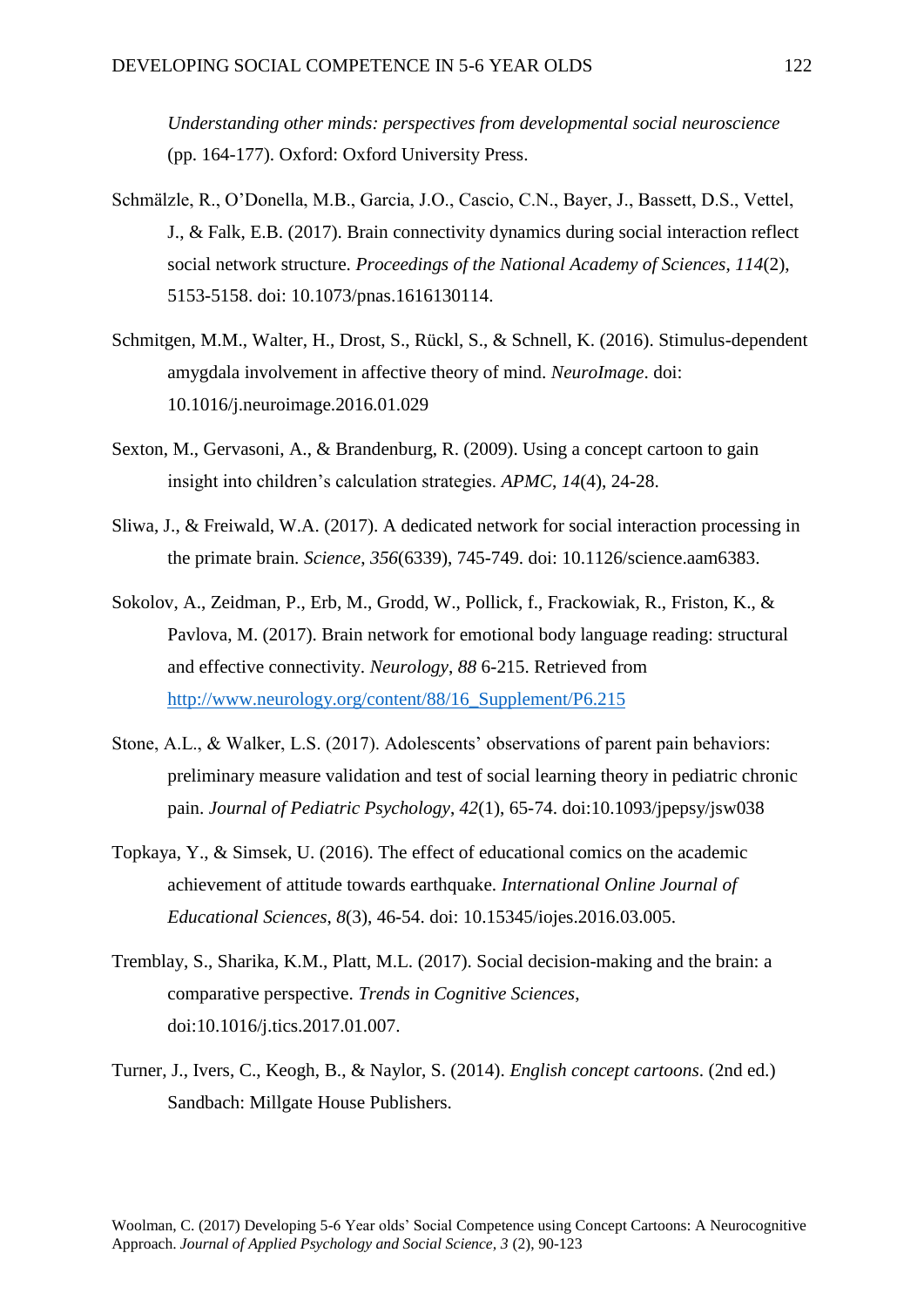*Understanding other minds: perspectives from developmental social neuroscience* (pp. 164-177). Oxford: Oxford University Press.

Schmälzle, R., O'Donella, M.B., Garcia, J.O., Cascio, C.N., Bayer, J., Bassett, D.S., Vettel, J., & Falk, E.B. (2017). Brain connectivity dynamics during social interaction reflect social network structure. *Proceedings of the National Academy of Sciences*, *114*(2), 5153-5158. doi: 10.1073/pnas.1616130114.

Schmitgen, M.M., Walter, H., Drost, S., Rückl, S., & Schnell, K. (2016). Stimulus-dependent amygdala involvement in affective theory of mind. *NeuroImage*. doi: 10.1016/j.neuroimage.2016.01.029

Sexton, M., Gervasoni, A., & Brandenburg, R. (2009). Using a concept cartoon to gain insight into children's calculation strategies. *APMC*, *14*(4), 24-28.

Sliwa, J., & Freiwald, W.A. (2017). A dedicated network for social interaction processing in the primate brain. *Science*, *356*(6339), 745-749. doi: 10.1126/science.aam6383.

Sokolov, A., Zeidman, P., Erb, M., Grodd, W., Pollick, f., Frackowiak, R., Friston, K., & Pavlova, M. (2017). Brain network for emotional body language reading: structural and effective connectivity. *Neurology*, *88* 6-215. Retrieved from http://www.neurology.org/content/88/16_Supplement/P6.215

Stone, A.L., & Walker, L.S. (2017). Adolescents' observations of parent pain behaviors: preliminary measure validation and test of social learning theory in pediatric chronic pain. *Journal of Pediatric Psychology*, *42*(1), 65-74. doi:10.1093/jpepsy/jsw038

Topkaya, Y., & Simsek, U. (2016). The effect of educational comics on the academic achievement of attitude towards earthquake. *International Online Journal of Educational Sciences*, *8*(3), 46-54. doi: 10.15345/iojes.2016.03.005.

Tremblay, S., Sharika, K.M., Platt, M.L. (2017). Social decision-making and the brain: a comparative perspective. *Trends in Cognitive Sciences*, doi:10.1016/j.tics.2017.01.007.

Turner, J., Ivers, C., Keogh, B., & Naylor, S. (2014). *English concept cartoons*. (2nd ed.) Sandbach: Millgate House Publishers.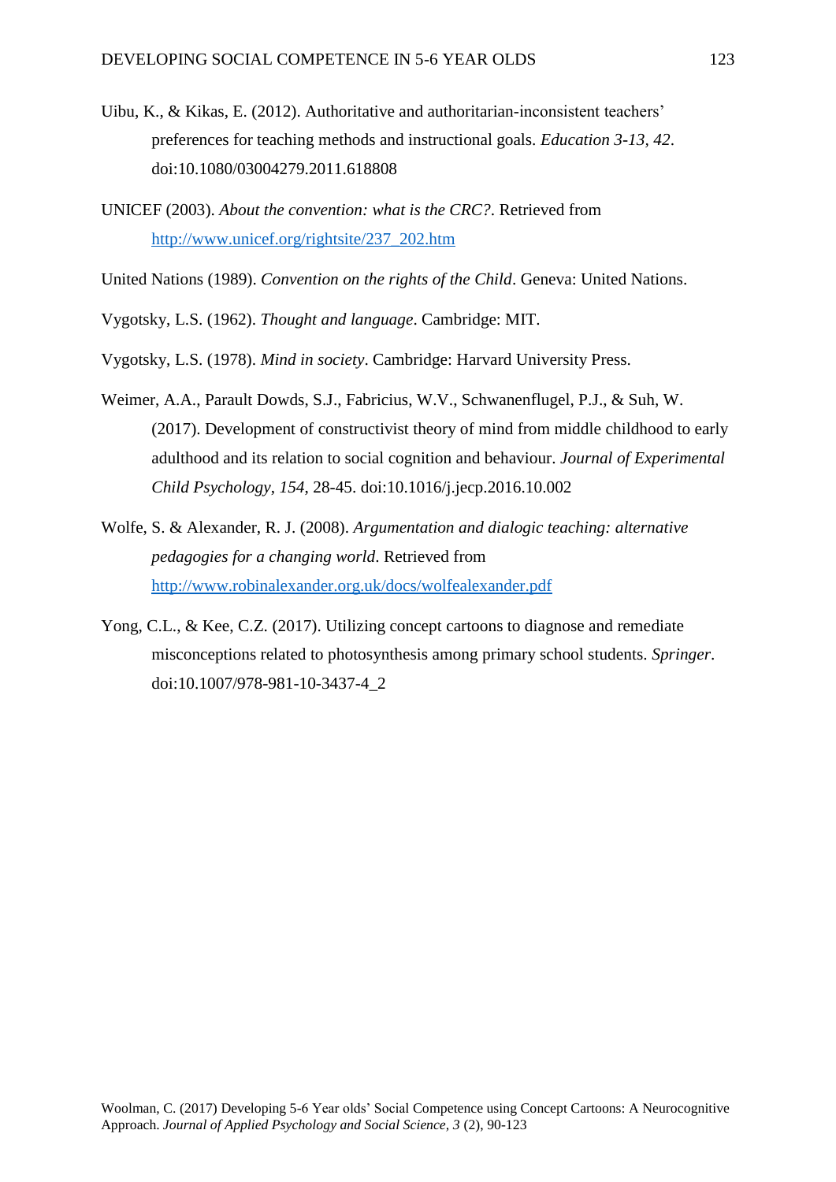Uibu, K., & Kikas, E. (2012). Authoritative and authoritarian-inconsistent teachers' preferences for teaching methods and instructional goals. *Education 3-13, 42*. doi:10.1080/03004279.2011.618808

UNICEF (2003). *About the convention: what is the CRC?*. Retrieved from http://www.unicef.org/rightsite/237_202.htm

United Nations (1989). *Convention on the rights of the Child*. Geneva: United Nations.

Vygotsky, L.S. (1962). *Thought and language*. Cambridge: MIT.

Vygotsky, L.S. (1978). *Mind in society*. Cambridge: Harvard University Press.

Weimer, A.A., Parault Dowds, S.J., Fabricius, W.V., Schwanenflugel, P.J., & Suh, W. (2017). Development of constructivist theory of mind from middle childhood to early adulthood and its relation to social cognition and behaviour. *Journal of Experimental Child Psychology*, *154*, 28-45. doi:10.1016/j.jecp.2016.10.002

Wolfe, S. & Alexander, R. J. (2008). *Argumentation and dialogic teaching: alternative pedagogies for a changing world*. Retrieved from http://www.robinalexander.org.uk/docs/wolfealexander.pdf

Yong, C.L., & Kee, C.Z. (2017). Utilizing concept cartoons to diagnose and remediate misconceptions related to photosynthesis among primary school students. *Springer*. doi:10.1007/978-981-10-3437-4_2